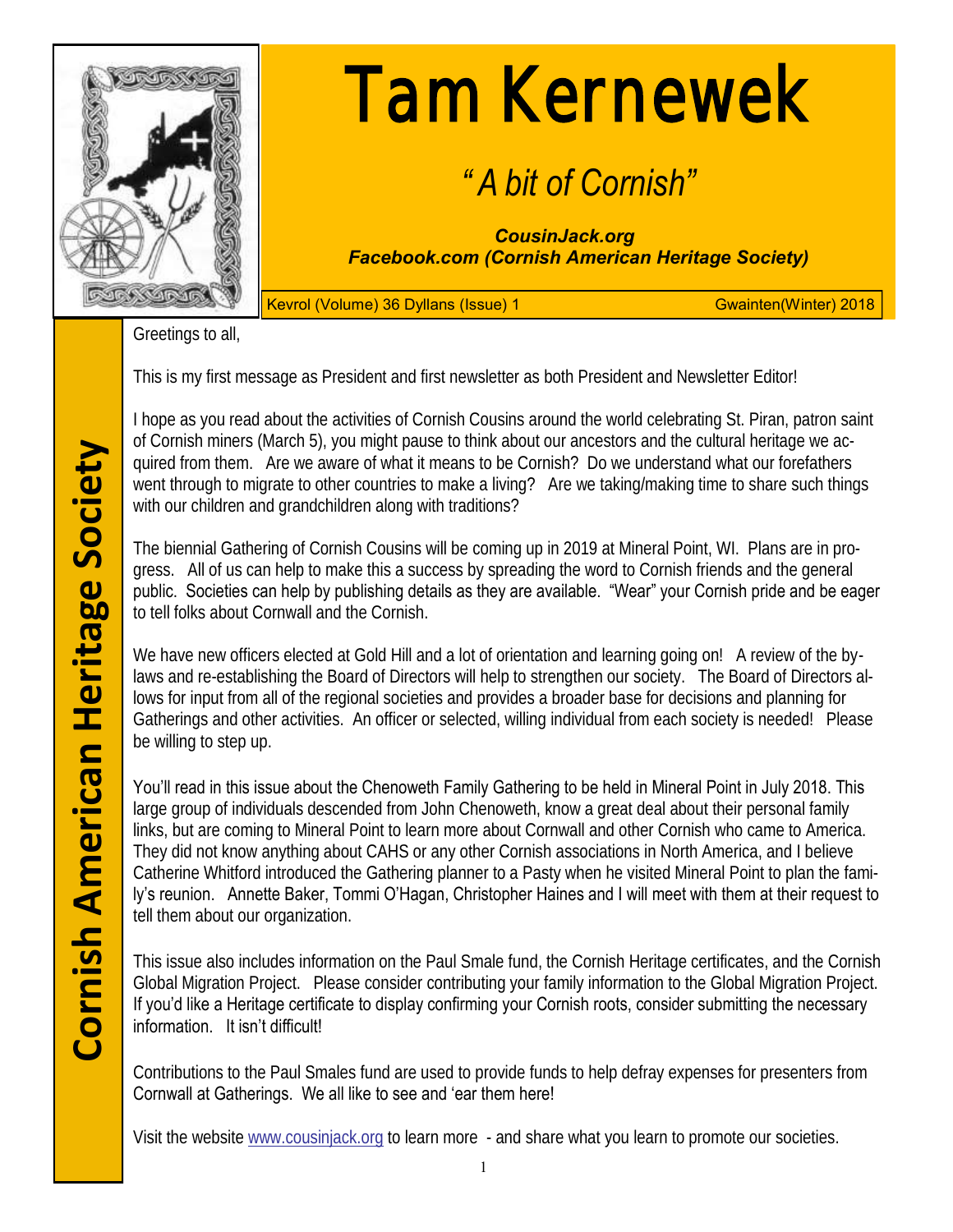# Tam Kernewek

*"A bit of Cornish"*

***CousinJack.org***
***Facebook.com (Cornish American Heritage Society)***

Kevrol (Volume) 36 Dyllans (Issue) 1 — Gwainten(Winter) 2018

**Cornish American Heritage Society**

Greetings to all,

This is my first message as President and first newsletter as both President and Newsletter Editor!

I hope as you read about the activities of Cornish Cousins around the world celebrating St. Piran, patron saint of Cornish miners (March 5), you might pause to think about our ancestors and the cultural heritage we acquired from them. Are we aware of what it means to be Cornish? Do we understand what our forefathers went through to migrate to other countries to make a living? Are we taking/making time to share such things with our children and grandchildren along with traditions?

The biennial Gathering of Cornish Cousins will be coming up in 2019 at Mineral Point, WI. Plans are in progress. All of us can help to make this a success by spreading the word to Cornish friends and the general public. Societies can help by publishing details as they are available. "Wear" your Cornish pride and be eager to tell folks about Cornwall and the Cornish.

We have new officers elected at Gold Hill and a lot of orientation and learning going on! A review of the by-laws and re-establishing the Board of Directors will help to strengthen our society. The Board of Directors allows for input from all of the regional societies and provides a broader base for decisions and planning for Gatherings and other activities. An officer or selected, willing individual from each society is needed! Please be willing to step up.

You'll read in this issue about the Chenoweth Family Gathering to be held in Mineral Point in July 2018. This large group of individuals descended from John Chenoweth, know a great deal about their personal family links, but are coming to Mineral Point to learn more about Cornwall and other Cornish who came to America. They did not know anything about CAHS or any other Cornish associations in North America, and I believe Catherine Whitford introduced the Gathering planner to a Pasty when he visited Mineral Point to plan the family's reunion. Annette Baker, Tommi O'Hagan, Christopher Haines and I will meet with them at their request to tell them about our organization.

This issue also includes information on the Paul Smale fund, the Cornish Heritage certificates, and the Cornish Global Migration Project. Please consider contributing your family information to the Global Migration Project. If you'd like a Heritage certificate to display confirming your Cornish roots, consider submitting the necessary information. It isn't difficult!

Contributions to the Paul Smales fund are used to provide funds to help defray expenses for presenters from Cornwall at Gatherings. We all like to see and 'ear them here!

Visit the website [www.cousinjack.org](http://www.cousinjack.org) to learn more - and share what you learn to promote our societies.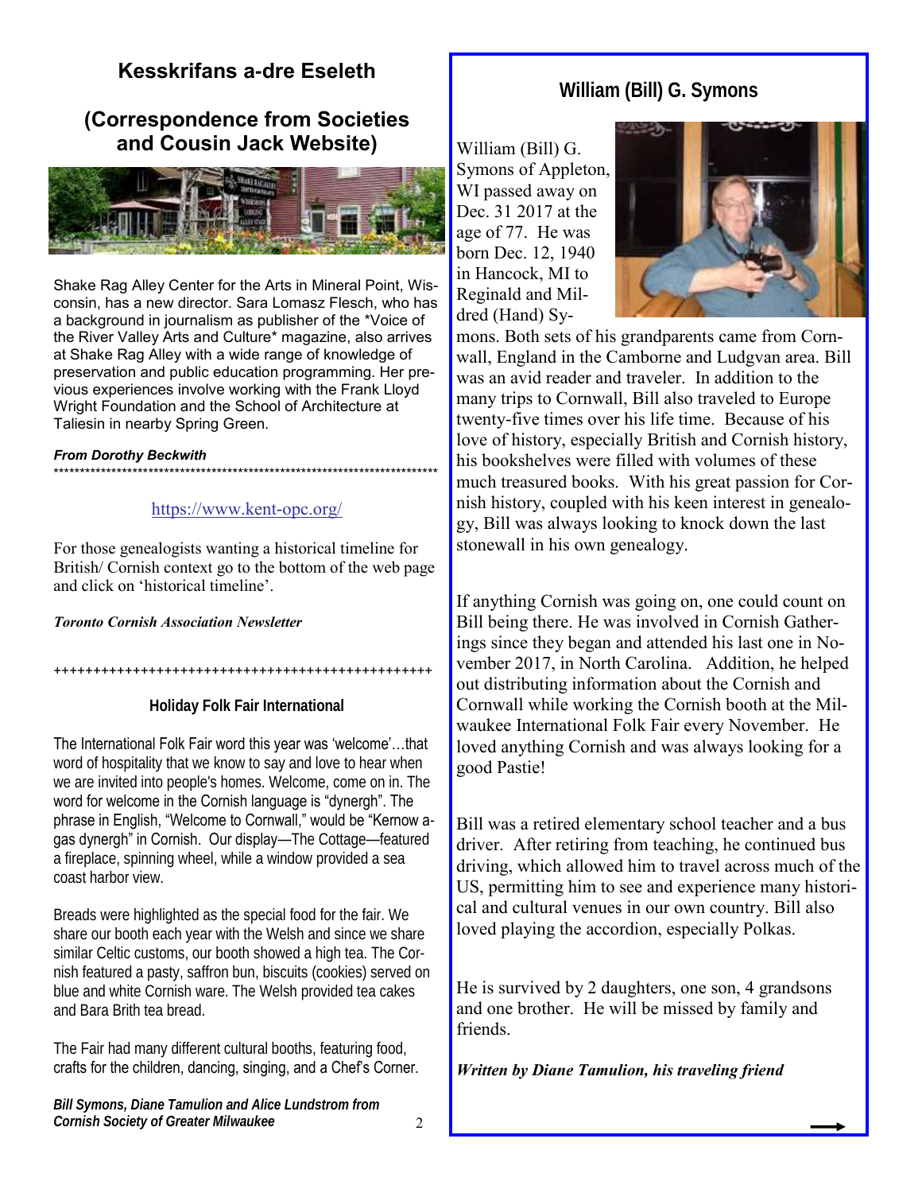## Kesskrifans a-dre Eseleth

## (Correspondence from Societies and Cousin Jack Website)

Shake Rag Alley Center for the Arts in Mineral Point, Wisconsin, has a new director. Sara Lomasz Flesch, who has a background in journalism as publisher of the *Voice of the River Valley Arts and Culture* magazine, also arrives at Shake Rag Alley with a wide range of knowledge of preservation and public education programming. Her previous experiences involve working with the Frank Lloyd Wright Foundation and the School of Architecture at Taliesin in nearby Spring Green.

***From Dorothy Beckwith***

\*\*\*\*\*\*\*\*\*\*\*\*\*\*\*\*\*\*\*\*\*\*\*\*\*\*\*\*\*\*\*\*\*\*\*\*\*\*\*\*\*\*\*\*\*\*\*\*\*\*\*\*\*\*\*\*\*\*\*\*\*\*\*\*\*\*\*\*\*\*\*\*\*\*

https://www.kent-opc.org/

For those genealogists wanting a historical timeline for British/ Cornish context go to the bottom of the web page and click on 'historical timeline'.

***Toronto Cornish Association Newsletter***

++++++++++++++++++++++++++++++++++++++++++++++++++

### Holiday Folk Fair International

The International Folk Fair word this year was 'welcome'…that word of hospitality that we know to say and love to hear when we are invited into people's homes. Welcome, come on in. The word for welcome in the Cornish language is "dynergh". The phrase in English, "Welcome to Cornwall," would be "Kernow a-gas dynergh" in Cornish. Our display—The Cottage—featured a fireplace, spinning wheel, while a window provided a sea coast harbor view.

Breads were highlighted as the special food for the fair. We share our booth each year with the Welsh and since we share similar Celtic customs, our booth showed a high tea. The Cornish featured a pasty, saffron bun, biscuits (cookies) served on blue and white Cornish ware. The Welsh provided tea cakes and Bara Brith tea bread.

The Fair had many different cultural booths, featuring food, crafts for the children, dancing, singing, and a Chef's Corner.

***Bill Symons, Diane Tamulion and Alice Lundstrom from Cornish Society of Greater Milwaukee***

## William (Bill) G. Symons

William (Bill) G. Symons of Appleton, WI passed away on Dec. 31 2017 at the age of 77. He was born Dec. 12, 1940 in Hancock, MI to Reginald and Mildred (Hand) Symons. Both sets of his grandparents came from Cornwall, England in the Camborne and Ludgvan area. Bill was an avid reader and traveler. In addition to the many trips to Cornwall, Bill also traveled to Europe twenty-five times over his life time. Because of his love of history, especially British and Cornish history, his bookshelves were filled with volumes of these much treasured books. With his great passion for Cornish history, coupled with his keen interest in genealogy, Bill was always looking to knock down the last stonewall in his own genealogy.

If anything Cornish was going on, one could count on Bill being there. He was involved in Cornish Gatherings since they began and attended his last one in November 2017, in North Carolina. Addition, he helped out distributing information about the Cornish and Cornwall while working the Cornish booth at the Milwaukee International Folk Fair every November. He loved anything Cornish and was always looking for a good Pastie!

Bill was a retired elementary school teacher and a bus driver. After retiring from teaching, he continued bus driving, which allowed him to travel across much of the US, permitting him to see and experience many historical and cultural venues in our own country. Bill also loved playing the accordion, especially Polkas.

He is survived by 2 daughters, one son, 4 grandsons and one brother. He will be missed by family and friends.

***Written by Diane Tamulion, his traveling friend***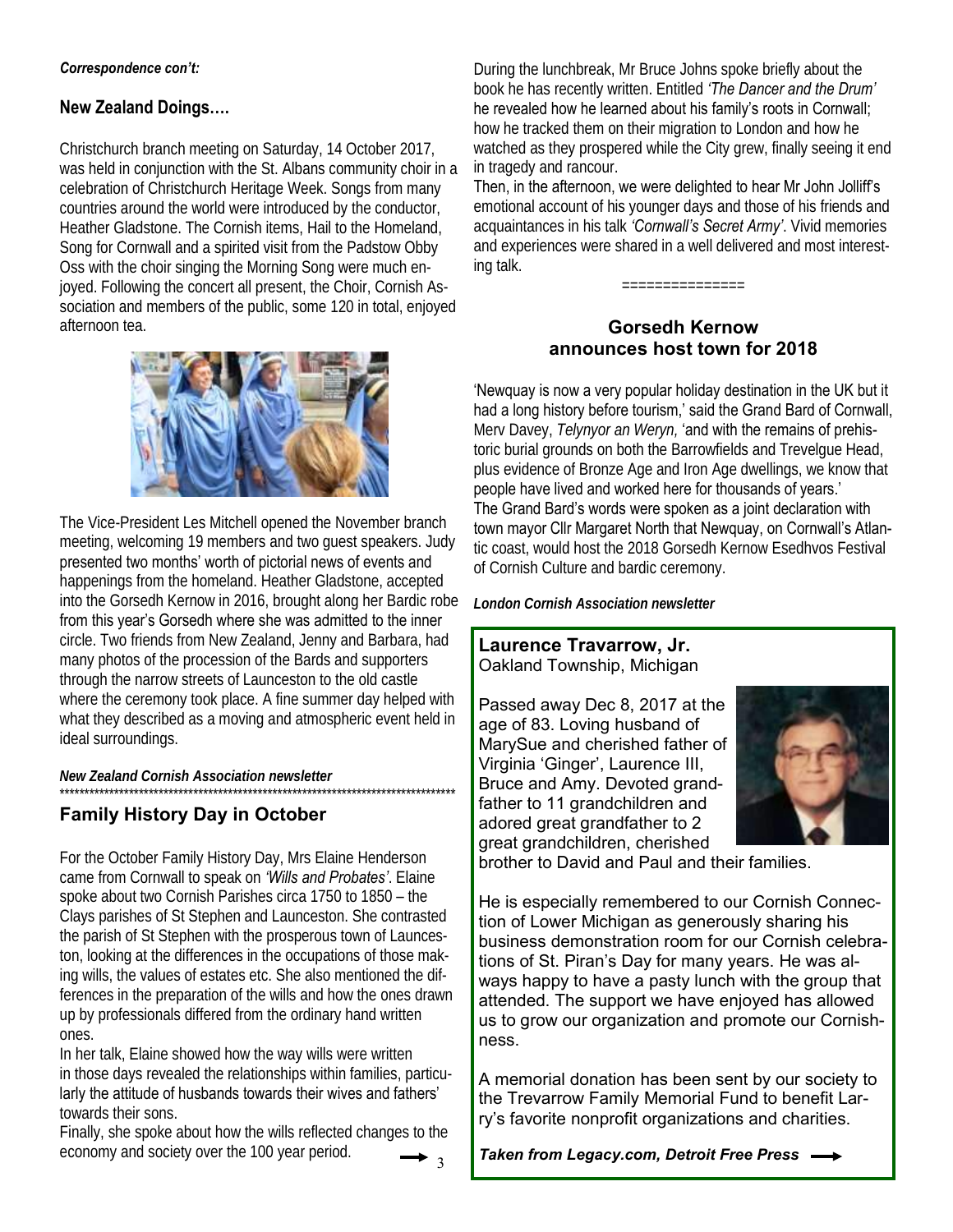*Correspondence con't:*

## New Zealand Doings….

Christchurch branch meeting on Saturday, 14 October 2017, was held in conjunction with the St. Albans community choir in a celebration of Christchurch Heritage Week. Songs from many countries around the world were introduced by the conductor, Heather Gladstone. The Cornish items, Hail to the Homeland, Song for Cornwall and a spirited visit from the Padstow Obby Oss with the choir singing the Morning Song were much enjoyed. Following the concert all present, the Choir, Cornish Association and members of the public, some 120 in total, enjoyed afternoon tea.

The Vice-President Les Mitchell opened the November branch meeting, welcoming 19 members and two guest speakers. Judy presented two months' worth of pictorial news of events and happenings from the homeland. Heather Gladstone, accepted into the Gorsedh Kernow in 2016, brought along her Bardic robe from this year's Gorsedh where she was admitted to the inner circle. Two friends from New Zealand, Jenny and Barbara, had many photos of the procession of the Bards and supporters through the narrow streets of Launceston to the old castle where the ceremony took place. A fine summer day helped with what they described as a moving and atmospheric event held in ideal surroundings.

***New Zealand Cornish Association newsletter***

## Family History Day in October

For the October Family History Day, Mrs Elaine Henderson came from Cornwall to speak on *'Wills and Probates'*. Elaine spoke about two Cornish Parishes circa 1750 to 1850 – the Clays parishes of St Stephen and Launceston. She contrasted the parish of St Stephen with the prosperous town of Launceston, looking at the differences in the occupations of those making wills, the values of estates etc. She also mentioned the differences in the preparation of the wills and how the ones drawn up by professionals differed from the ordinary hand written ones.

In her talk, Elaine showed how the way wills were written in those days revealed the relationships within families, particularly the attitude of husbands towards their wives and fathers' towards their sons.

Finally, she spoke about how the wills reflected changes to the economy and society over the 100 year period.

During the lunchbreak, Mr Bruce Johns spoke briefly about the book he has recently written. Entitled *'The Dancer and the Drum'* he revealed how he learned about his family's roots in Cornwall; how he tracked them on their migration to London and how he watched as they prospered while the City grew, finally seeing it end in tragedy and rancour.

Then, in the afternoon, we were delighted to hear Mr John Jolliff's emotional account of his younger days and those of his friends and acquaintances in his talk *'Cornwall's Secret Army'*. Vivid memories and experiences were shared in a well delivered and most interesting talk.

===============

## Gorsedh Kernow announces host town for 2018

'Newquay is now a very popular holiday destination in the UK but it had a long history before tourism,' said the Grand Bard of Cornwall, Merv Davey, *Telynyor an Weryn,* 'and with the remains of prehistoric burial grounds on both the Barrowfields and Trevelgue Head, plus evidence of Bronze Age and Iron Age dwellings, we know that people have lived and worked here for thousands of years.'

The Grand Bard's words were spoken as a joint declaration with town mayor Cllr Margaret North that Newquay, on Cornwall's Atlantic coast, would host the 2018 Gorsedh Kernow Esedhvos Festival of Cornish Culture and bardic ceremony.

***London Cornish Association newsletter***

**Laurence Travarrow, Jr.**
Oakland Township, Michigan

Passed away Dec 8, 2017 at the age of 83. Loving husband of MarySue and cherished father of Virginia 'Ginger', Laurence III, Bruce and Amy. Devoted grandfather to 11 grandchildren and adored great grandfather to 2 great grandchildren, cherished brother to David and Paul and their families.

He is especially remembered to our Cornish Connection of Lower Michigan as generously sharing his business demonstration room for our Cornish celebrations of St. Piran's Day for many years. He was always happy to have a pasty lunch with the group that attended. The support we have enjoyed has allowed us to grow our organization and promote our Cornishness.

A memorial donation has been sent by our society to the Trevarrow Family Memorial Fund to benefit Larry's favorite nonprofit organizations and charities.

***Taken from Legacy.com, Detroit Free Press***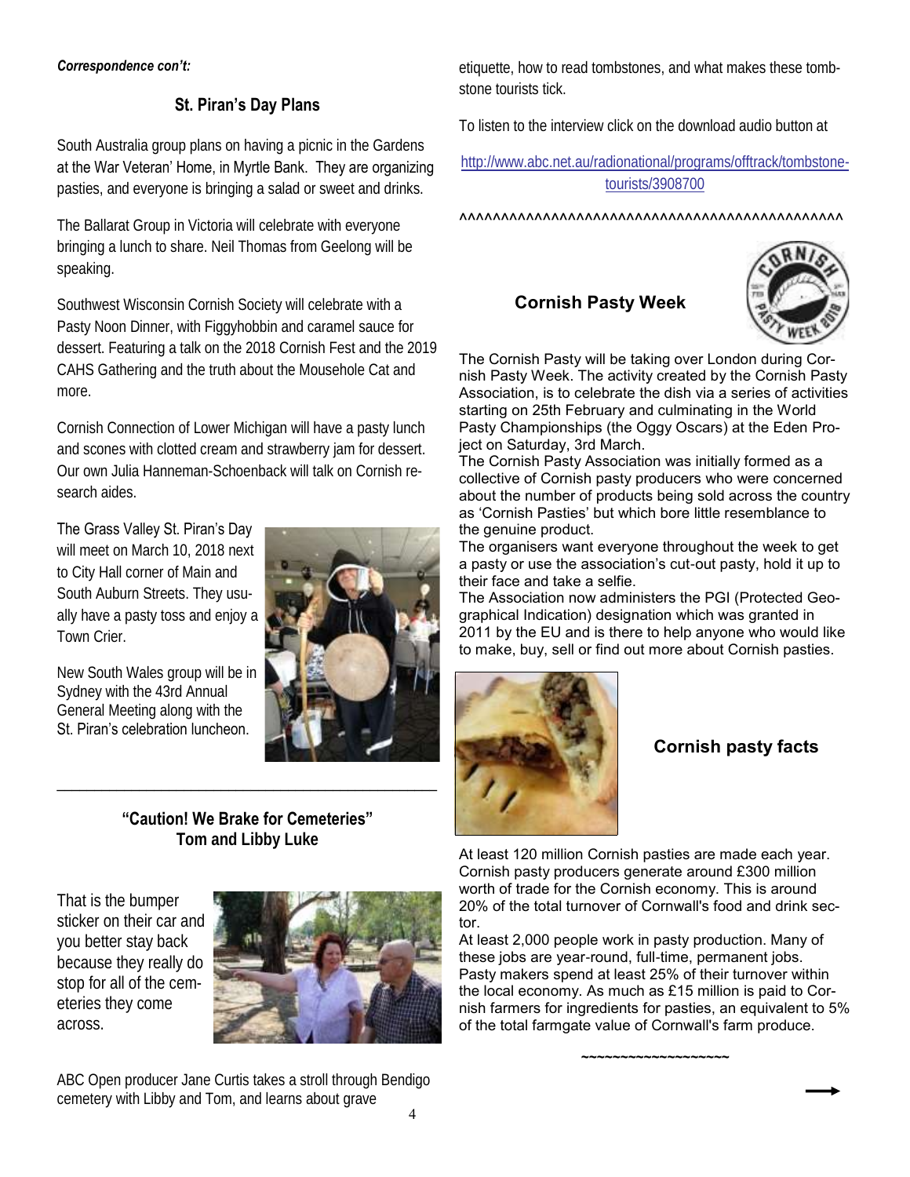*Correspondence con't:*

### St. Piran's Day Plans

South Australia group plans on having a picnic in the Gardens at the War Veteran' Home, in Myrtle Bank. They are organizing pasties, and everyone is bringing a salad or sweet and drinks.

The Ballarat Group in Victoria will celebrate with everyone bringing a lunch to share. Neil Thomas from Geelong will be speaking.

Southwest Wisconsin Cornish Society will celebrate with a Pasty Noon Dinner, with Figgyhobbin and caramel sauce for dessert. Featuring a talk on the 2018 Cornish Fest and the 2019 CAHS Gathering and the truth about the Mousehole Cat and more.

Cornish Connection of Lower Michigan will have a pasty lunch and scones with clotted cream and strawberry jam for dessert. Our own Julia Hanneman-Schoenback will talk on Cornish research aides.

The Grass Valley St. Piran's Day will meet on March 10, 2018 next to City Hall corner of Main and South Auburn Streets. They usually have a pasty toss and enjoy a Town Crier.

New South Wales group will be in Sydney with the 43rd Annual General Meeting along with the St. Piran's celebration luncheon.

---

### "Caution! We Brake for Cemeteries"
### Tom and Libby Luke

That is the bumper sticker on their car and you better stay back because they really do stop for all of the cemeteries they come across.

ABC Open producer Jane Curtis takes a stroll through Bendigo cemetery with Libby and Tom, and learns about grave etiquette, how to read tombstones, and what makes these tombstone tourists tick.

To listen to the interview click on the download audio button at

http://www.abc.net.au/radionational/programs/offtrack/tombstone-tourists/3908700

^^^^^^^^^^^^^^^^^^^^^^^^^^^^^^^^^^^^^^^^^^^^^^^^^

### Cornish Pasty Week

The Cornish Pasty will be taking over London during Cornish Pasty Week. The activity created by the Cornish Pasty Association, is to celebrate the dish via a series of activities starting on 25th February and culminating in the World Pasty Championships (the Oggy Oscars) at the Eden Project on Saturday, 3rd March.

The Cornish Pasty Association was initially formed as a collective of Cornish pasty producers who were concerned about the number of products being sold across the country as 'Cornish Pasties' but which bore little resemblance to the genuine product.

The organisers want everyone throughout the week to get a pasty or use the association's cut-out pasty, hold it up to their face and take a selfie.

The Association now administers the PGI (Protected Geographical Indication) designation which was granted in 2011 by the EU and is there to help anyone who would like to make, buy, sell or find out more about Cornish pasties.

### Cornish pasty facts

At least 120 million Cornish pasties are made each year. Cornish pasty producers generate around £300 million worth of trade for the Cornish economy. This is around 20% of the total turnover of Cornwall's food and drink sector.

At least 2,000 people work in pasty production. Many of these jobs are year-round, full-time, permanent jobs. Pasty makers spend at least 25% of their turnover within the local economy. As much as £15 million is paid to Cornish farmers for ingredients for pasties, an equivalent to 5% of the total farmgate value of Cornwall's farm produce.

~~~~~~~~~~~~~~~~~~~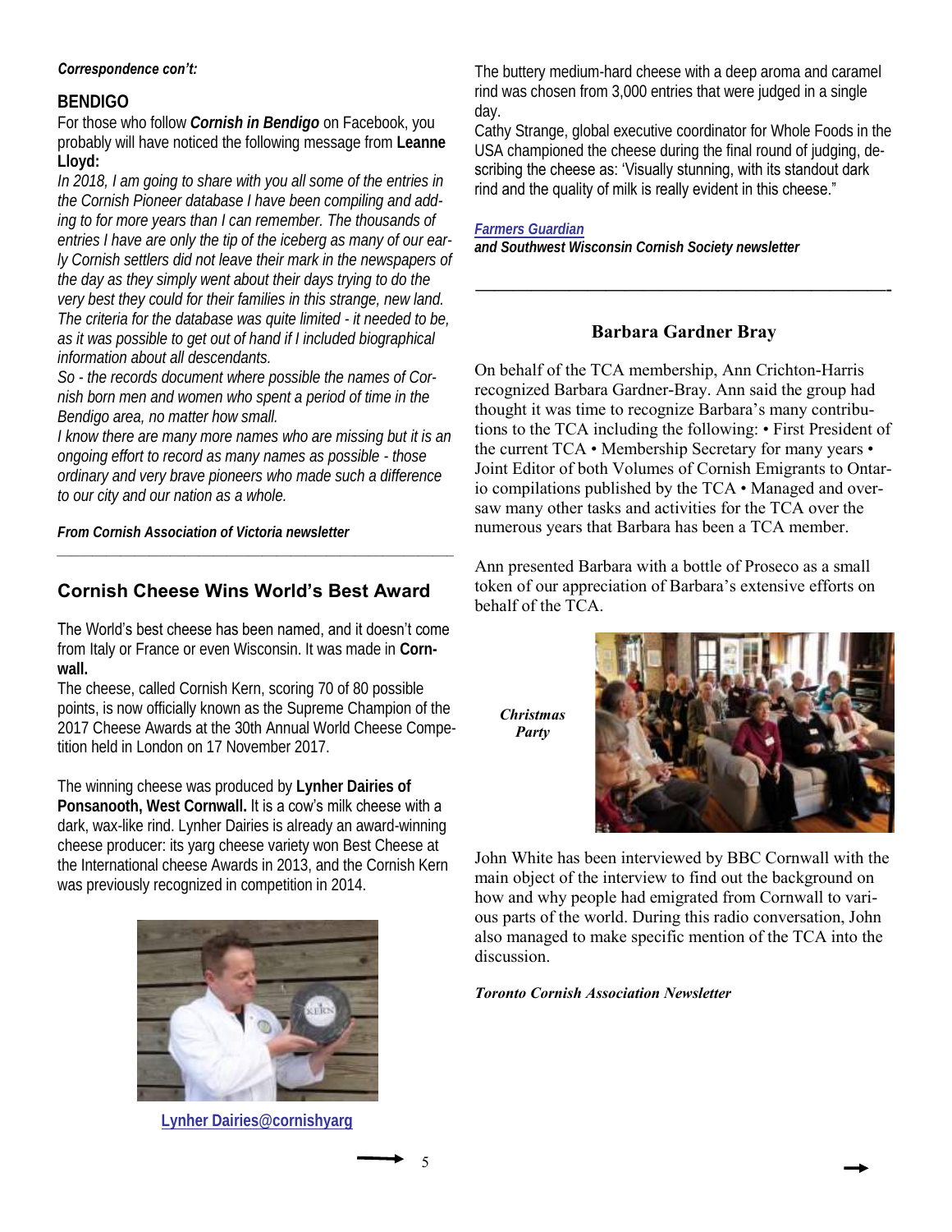***Correspondence con't:***

## BENDIGO

For those who follow ***Cornish in Bendigo*** on Facebook, you probably will have noticed the following message from **Leanne Lloyd:**

*In 2018, I am going to share with you all some of the entries in the Cornish Pioneer database I have been compiling and adding to for more years than I can remember. The thousands of entries I have are only the tip of the iceberg as many of our early Cornish settlers did not leave their mark in the newspapers of the day as they simply went about their days trying to do the very best they could for their families in this strange, new land. The criteria for the database was quite limited - it needed to be, as it was possible to get out of hand if I included biographical information about all descendants.*

*So - the records document where possible the names of Cornish born men and women who spent a period of time in the Bendigo area, no matter how small.*

*I know there are many more names who are missing but it is an ongoing effort to record as many names as possible - those ordinary and very brave pioneers who made such a difference to our city and our nation as a whole.*

***From Cornish Association of Victoria newsletter***

---

## Cornish Cheese Wins World's Best Award

The World's best cheese has been named, and it doesn't come from Italy or France or even Wisconsin. It was made in **Cornwall.**

The cheese, called Cornish Kern, scoring 70 of 80 possible points, is now officially known as the Supreme Champion of the 2017 Cheese Awards at the 30th Annual World Cheese Competition held in London on 17 November 2017.

The winning cheese was produced by **Lynher Dairies of Ponsanooth, West Cornwall.** It is a cow's milk cheese with a dark, wax-like rind. Lynher Dairies is already an award-winning cheese producer: its yarg cheese variety won Best Cheese at the International cheese Awards in 2013, and the Cornish Kern was previously recognized in competition in 2014.

Lynher Dairies@cornishyarg

The buttery medium-hard cheese with a deep aroma and caramel rind was chosen from 3,000 entries that were judged in a single day.

Cathy Strange, global executive coordinator for Whole Foods in the USA championed the cheese during the final round of judging, describing the cheese as: 'Visually stunning, with its standout dark rind and the quality of milk is really evident in this cheese."

***Farmers Guardian***
***and Southwest Wisconsin Cornish Society newsletter***

---

## Barbara Gardner Bray

On behalf of the TCA membership, Ann Crichton-Harris recognized Barbara Gardner-Bray. Ann said the group had thought it was time to recognize Barbara's many contributions to the TCA including the following: • First President of the current TCA • Membership Secretary for many years • Joint Editor of both Volumes of Cornish Emigrants to Ontario compilations published by the TCA • Managed and oversaw many other tasks and activities for the TCA over the numerous years that Barbara has been a TCA member.

Ann presented Barbara with a bottle of Proseco as a small token of our appreciation of Barbara's extensive efforts on behalf of the TCA.

***Christmas Party***

John White has been interviewed by BBC Cornwall with the main object of the interview to find out the background on how and why people had emigrated from Cornwall to various parts of the world. During this radio conversation, John also managed to make specific mention of the TCA into the discussion.

***Toronto Cornish Association Newsletter***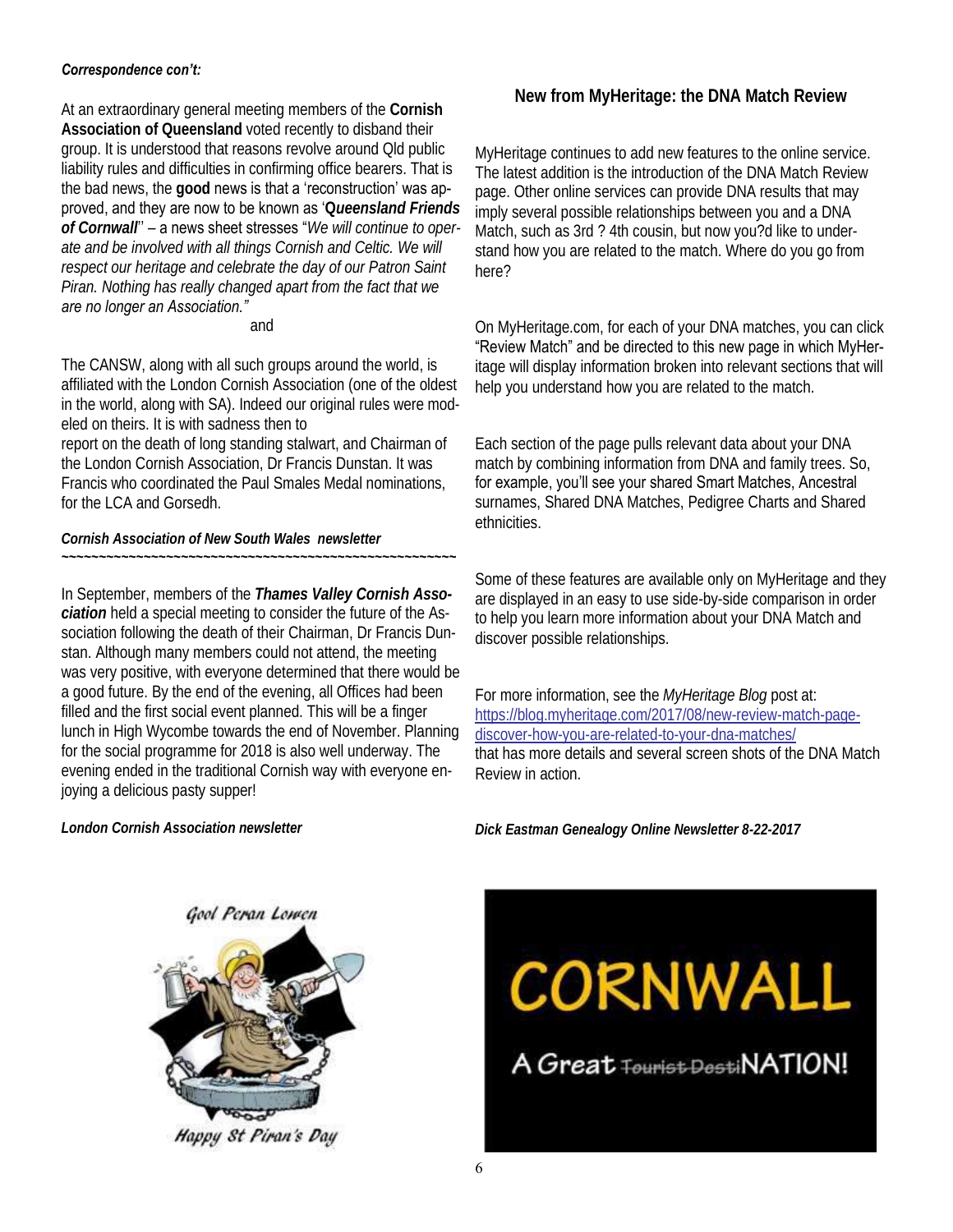*Correspondence con't:*

At an extraordinary general meeting members of the **Cornish Association of Queensland** voted recently to disband their group. It is understood that reasons revolve around Qld public liability rules and difficulties in confirming office bearers. That is the bad news, the **good** news is that a 'reconstruction' was approved, and they are now to be known as '***Queensland Friends of Cornwall***'' – a news sheet stresses "*We will continue to operate and be involved with all things Cornish and Celtic. We will respect our heritage and celebrate the day of our Patron Saint Piran. Nothing has really changed apart from the fact that we are no longer an Association."*

and

The CANSW, along with all such groups around the world, is affiliated with the London Cornish Association (one of the oldest in the world, along with SA). Indeed our original rules were modeled on theirs. It is with sadness then to report on the death of long standing stalwart, and Chairman of the London Cornish Association, Dr Francis Dunstan. It was Francis who coordinated the Paul Smales Medal nominations, for the LCA and Gorsedh.

***Cornish Association of New South Wales newsletter***

~~~~~~~~~~~~~~~~~~~~~~~~~~~~~~~~~~~~~~~~~~~~~~~~~~~~~~~~

In September, members of the ***Thames Valley Cornish Association*** held a special meeting to consider the future of the Association following the death of their Chairman, Dr Francis Dunstan. Although many members could not attend, the meeting was very positive, with everyone determined that there would be a good future. By the end of the evening, all Offices had been filled and the first social event planned. This will be a finger lunch in High Wycombe towards the end of November. Planning for the social programme for 2018 is also well underway. The evening ended in the traditional Cornish way with everyone enjoying a delicious pasty supper!

***London Cornish Association newsletter***

## New from MyHeritage: the DNA Match Review

MyHeritage continues to add new features to the online service. The latest addition is the introduction of the DNA Match Review page. Other online services can provide DNA results that may imply several possible relationships between you and a DNA Match, such as 3rd ? 4th cousin, but now you?d like to understand how you are related to the match. Where do you go from here?

On MyHeritage.com, for each of your DNA matches, you can click "Review Match" and be directed to this new page in which MyHeritage will display information broken into relevant sections that will help you understand how you are related to the match.

Each section of the page pulls relevant data about your DNA match by combining information from DNA and family trees. So, for example, you'll see your shared Smart Matches, Ancestral surnames, Shared DNA Matches, Pedigree Charts and Shared ethnicities.

Some of these features are available only on MyHeritage and they are displayed in an easy to use side-by-side comparison in order to help you learn more information about your DNA Match and discover possible relationships.

For more information, see the *MyHeritage Blog* post at: https://blog.myheritage.com/2017/08/new-review-match-page-discover-how-you-are-related-to-your-dna-matches/ that has more details and several screen shots of the DNA Match Review in action.

***Dick Eastman Genealogy Online Newsletter 8-22-2017***

*Gool Peran Lowen*

*Happy St Piran's Day*

CORNWALL

A Great ~~Tourist Desti~~NATION!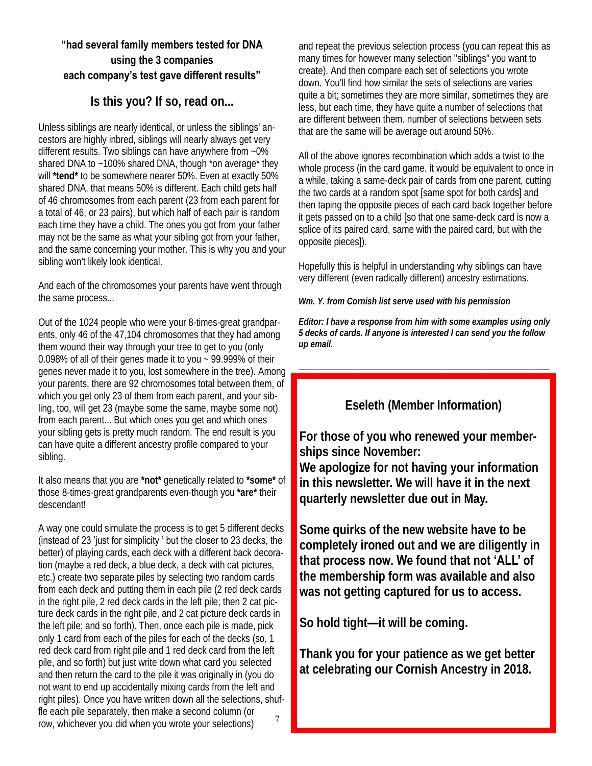**"had several family members tested for DNA using the 3 companies each company's test gave different results"**

## Is this you? If so, read on...

Unless siblings are nearly identical, or unless the siblings' ancestors are highly inbred, siblings will nearly always get very different results. Two siblings can have anywhere from ~0% shared DNA to ~100% shared DNA, though *on average* they will ***tend*** to be somewhere nearer 50%. Even at exactly 50% shared DNA, that means 50% is different. Each child gets half of 46 chromosomes from each parent (23 from each parent for a total of 46, or 23 pairs), but which half of each pair is random each time they have a child. The ones you got from your father may not be the same as what your sibling got from your father, and the same concerning your mother. This is why you and your sibling won't likely look identical.

And each of the chromosomes your parents have went through the same process...

Out of the 1024 people who were your 8-times-great grandparents, only 46 of the 47,104 chromosomes that they had among them wound their way through your tree to get to you (only 0.098% of all of their genes made it to you ~ 99.999% of their genes never made it to you, lost somewhere in the tree). Among your parents, there are 92 chromosomes total between them, of which you get only 23 of them from each parent, and your sibling, too, will get 23 (maybe some the same, maybe some not) from each parent... But which ones you get and which ones your sibling gets is pretty much random. The end result is you can have quite a different ancestry profile compared to your sibling.

It also means that you are ***not*** genetically related to ***some*** of those 8-times-great grandparents even-though you ***are*** their descendant!

A way one could simulate the process is to get 5 different decks (instead of 23 'just for simplicity ' but the closer to 23 decks, the better) of playing cards, each deck with a different back decoration (maybe a red deck, a blue deck, a deck with cat pictures, etc.) create two separate piles by selecting two random cards from each deck and putting them in each pile (2 red deck cards in the right pile, 2 red deck cards in the left pile; then 2 cat picture deck cards in the right pile, and 2 cat picture deck cards in the left pile; and so forth). Then, once each pile is made, pick only 1 card from each of the piles for each of the decks (so, 1 red deck card from right pile and 1 red deck card from the left pile, and so forth) but just write down what card you selected and then return the card to the pile it was originally in (you do not want to end up accidentally mixing cards from the left and right piles). Once you have written down all the selections, shuffle each pile separately, then make a second column (or row, whichever you did when you wrote your selections) and repeat the previous selection process (you can repeat this as many times for however many selection "siblings" you want to create). And then compare each set of selections you wrote down. You'll find how similar the sets of selections are varies quite a bit; sometimes they are more similar, sometimes they are less, but each time, they have quite a number of selections that are different between them. number of selections between sets that are the same will be average out around 50%.

All of the above ignores recombination which adds a twist to the whole process (in the card game, it would be equivalent to once in a while, taking a same-deck pair of cards from one parent, cutting the two cards at a random spot [same spot for both cards] and then taping the opposite pieces of each card back together before it gets passed on to a child [so that one same-deck card is now a splice of its paired card, same with the paired card, but with the opposite pieces]).

Hopefully this is helpful in understanding why siblings can have very different (even radically different) ancestry estimations.

***Wm. Y. from Cornish list serve used with his permission***

***Editor: I have a response from him with some examples using only 5 decks of cards. If anyone is interested I can send you the follow up email.***

---

### Eseleth (Member Information)

**For those of you who renewed your memberships since November:**
**We apologize for not having your information in this newsletter. We will have it in the next quarterly newsletter due out in May.**

**Some quirks of the new website have to be completely ironed out and we are diligently in that process now. We found that not 'ALL' of the membership form was available and also was not getting captured for us to access.**

**So hold tight—it will be coming.**

**Thank you for your patience as we get better at celebrating our Cornish Ancestry in 2018.**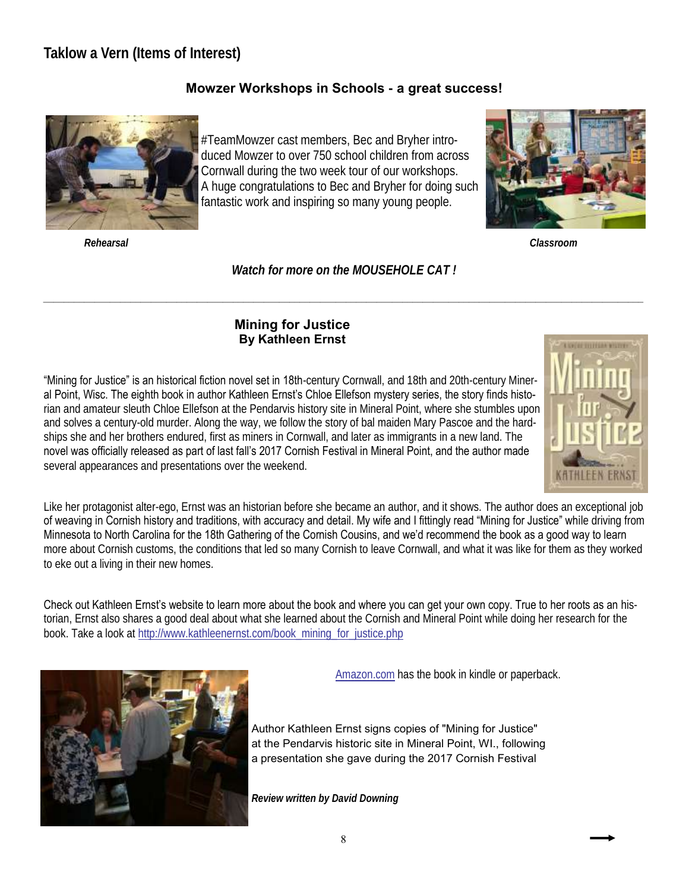## Taklow a Vern (Items of Interest)

### Mowzer Workshops in Schools - a great success!

#TeamMowzer cast members, Bec and Bryher introduced Mowzer to over 750 school children from across Cornwall during the two week tour of our workshops. A huge congratulations to Bec and Bryher for doing such fantastic work and inspiring so many young people.

***Rehearsal***

***Classroom***

***Watch for more on the MOUSEHOLE CAT !***

---

### Mining for Justice
**By Kathleen Ernst**

"Mining for Justice" is an historical fiction novel set in 18th-century Cornwall, and 18th and 20th-century Mineral Point, Wisc. The eighth book in author Kathleen Ernst's Chloe Ellefson mystery series, the story finds historian and amateur sleuth Chloe Ellefson at the Pendarvis history site in Mineral Point, where she stumbles upon and solves a century-old murder. Along the way, we follow the story of bal maiden Mary Pascoe and the hardships she and her brothers endured, first as miners in Cornwall, and later as immigrants in a new land. The novel was officially released as part of last fall's 2017 Cornish Festival in Mineral Point, and the author made several appearances and presentations over the weekend.

Like her protagonist alter-ego, Ernst was an historian before she became an author, and it shows. The author does an exceptional job of weaving in Cornish history and traditions, with accuracy and detail. My wife and I fittingly read "Mining for Justice" while driving from Minnesota to North Carolina for the 18th Gathering of the Cornish Cousins, and we'd recommend the book as a good way to learn more about Cornish customs, the conditions that led so many Cornish to leave Cornwall, and what it was like for them as they worked to eke out a living in their new homes.

Check out Kathleen Ernst's website to learn more about the book and where you can get your own copy. True to her roots as an historian, Ernst also shares a good deal about what she learned about the Cornish and Mineral Point while doing her research for the book. Take a look at http://www.kathleenernst.com/book_mining_for_justice.php

Amazon.com has the book in kindle or paperback.

Author Kathleen Ernst signs copies of "Mining for Justice" at the Pendarvis historic site in Mineral Point, WI., following a presentation she gave during the 2017 Cornish Festival

***Review written by David Downing***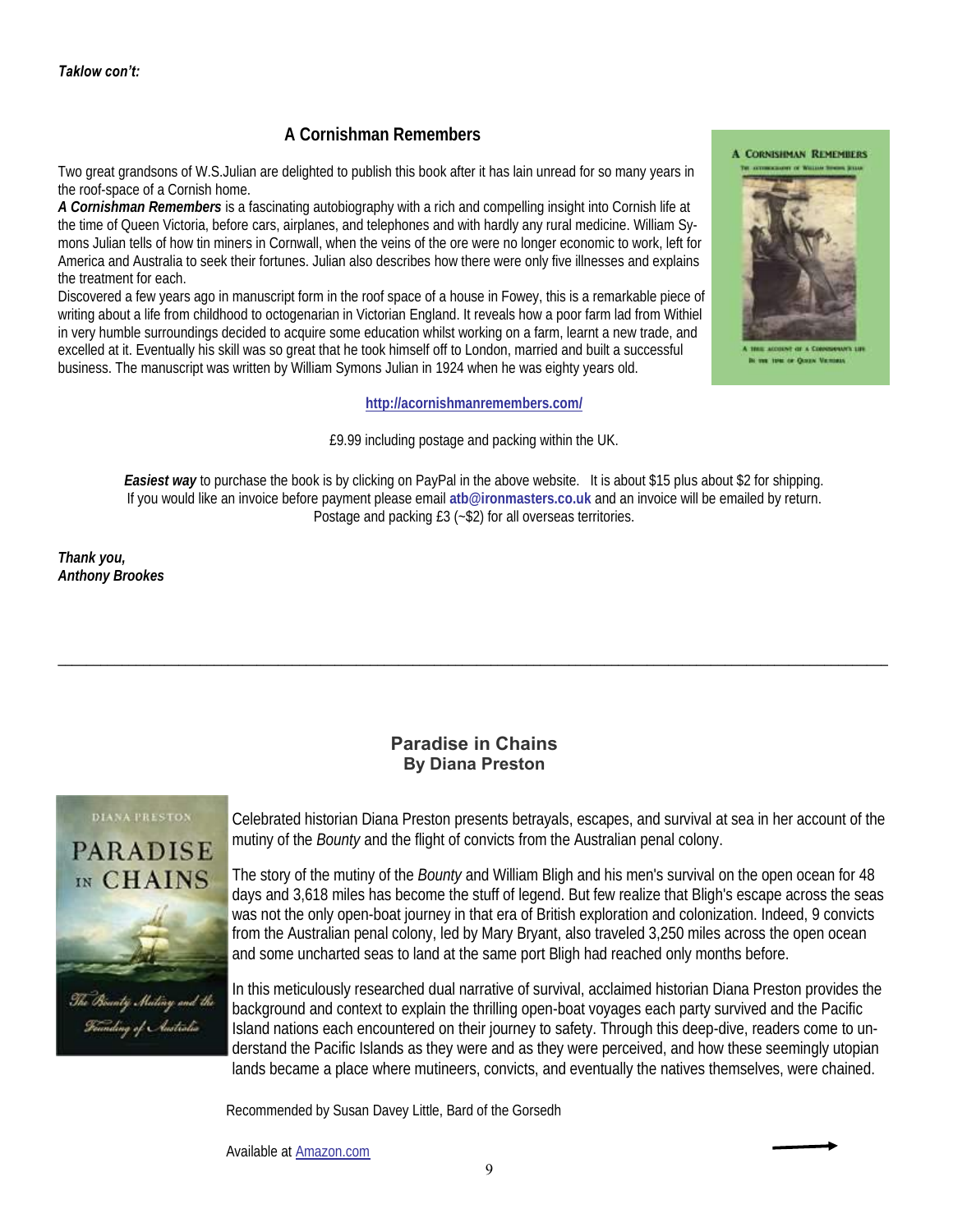*Taklow con't:*

## A Cornishman Remembers

Two great grandsons of W.S.Julian are delighted to publish this book after it has lain unread for so many years in the roof-space of a Cornish home.

***A Cornishman Remembers*** is a fascinating autobiography with a rich and compelling insight into Cornish life at the time of Queen Victoria, before cars, airplanes, and telephones and with hardly any rural medicine. William Symons Julian tells of how tin miners in Cornwall, when the veins of the ore were no longer economic to work, left for America and Australia to seek their fortunes. Julian also describes how there were only five illnesses and explains the treatment for each.

Discovered a few years ago in manuscript form in the roof space of a house in Fowey, this is a remarkable piece of writing about a life from childhood to octogenarian in Victorian England. It reveals how a poor farm lad from Withiel in very humble surroundings decided to acquire some education whilst working on a farm, learnt a new trade, and excelled at it. Eventually his skill was so great that he took himself off to London, married and built a successful business. The manuscript was written by William Symons Julian in 1924 when he was eighty years old.

http://acornishmanremembers.com/

£9.99 including postage and packing within the UK.

***Easiest way*** to purchase the book is by clicking on PayPal in the above website. It is about $15 plus about $2 for shipping. If you would like an invoice before payment please email **atb@ironmasters.co.uk** and an invoice will be emailed by return. Postage and packing £3 (~$2) for all overseas territories.

***Thank you,***
***Anthony Brookes***

---

## Paradise in Chains
### By Diana Preston

Celebrated historian Diana Preston presents betrayals, escapes, and survival at sea in her account of the mutiny of the *Bounty* and the flight of convicts from the Australian penal colony.

The story of the mutiny of the *Bounty* and William Bligh and his men's survival on the open ocean for 48 days and 3,618 miles has become the stuff of legend. But few realize that Bligh's escape across the seas was not the only open-boat journey in that era of British exploration and colonization. Indeed, 9 convicts from the Australian penal colony, led by Mary Bryant, also traveled 3,250 miles across the open ocean and some uncharted seas to land at the same port Bligh had reached only months before.

In this meticulously researched dual narrative of survival, acclaimed historian Diana Preston provides the background and context to explain the thrilling open-boat voyages each party survived and the Pacific Island nations each encountered on their journey to safety. Through this deep-dive, readers come to understand the Pacific Islands as they were and as they were perceived, and how these seemingly utopian lands became a place where mutineers, convicts, and eventually the natives themselves, were chained.

Recommended by Susan Davey Little, Bard of the Gorsedh

Available at Amazon.com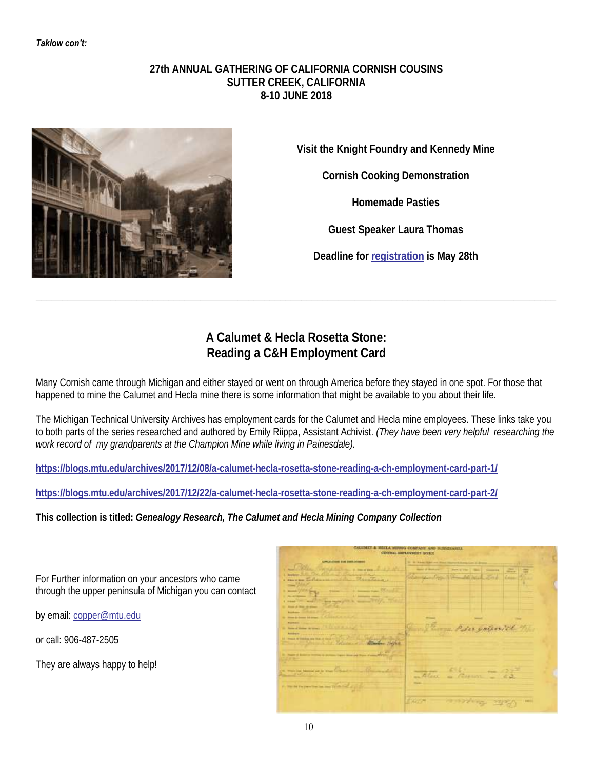*Taklow con't:*

## 27th ANNUAL GATHERING OF CALIFORNIA CORNISH COUSINS
## SUTTER CREEK, CALIFORNIA
## 8-10 JUNE 2018

**Visit the Knight Foundry and Kennedy Mine**

**Cornish Cooking Demonstration**

**Homemade Pasties**

**Guest Speaker Laura Thomas**

**Deadline for registration is May 28th**

---

## A Calumet & Hecla Rosetta Stone: Reading a C&H Employment Card

Many Cornish came through Michigan and either stayed or went on through America before they stayed in one spot. For those that happened to mine the Calumet and Hecla mine there is some information that might be available to you about their life.

The Michigan Technical University Archives has employment cards for the Calumet and Hecla mine employees. These links take you to both parts of the series researched and authored by Emily Riippa, Assistant Achivist. *(They have been very helpful researching the work record of my grandparents at the Champion Mine while living in Painesdale).*

**https://blogs.mtu.edu/archives/2017/12/08/a-calumet-hecla-rosetta-stone-reading-a-ch-employment-card-part-1/**

**https://blogs.mtu.edu/archives/2017/12/22/a-calumet-hecla-rosetta-stone-reading-a-ch-employment-card-part-2/**

**This collection is titled:** ***Genealogy Research, The Calumet and Hecla Mining Company Collection***

For Further information on your ancestors who came through the upper peninsula of Michigan you can contact

by email: copper@mtu.edu

or call: 906-487-2505

They are always happy to help!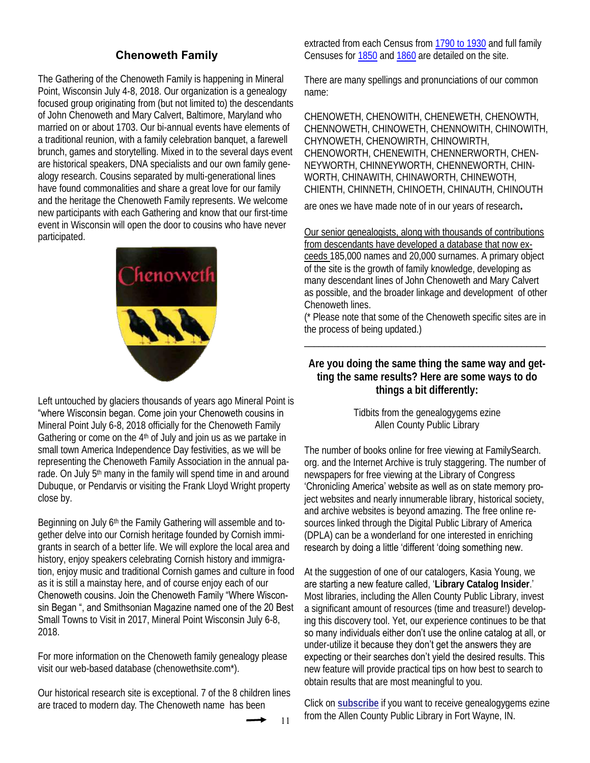## Chenoweth Family

The Gathering of the Chenoweth Family is happening in Mineral Point, Wisconsin July 4-8, 2018. Our organization is a genealogy focused group originating from (but not limited to) the descendants of John Chenoweth and Mary Calvert, Baltimore, Maryland who married on or about 1703. Our bi-annual events have elements of a traditional reunion, with a family celebration banquet, a farewell brunch, games and storytelling. Mixed in to the several days event are historical speakers, DNA specialists and our own family genealogy research. Cousins separated by multi-generational lines have found commonalities and share a great love for our family and the heritage the Chenoweth Family represents. We welcome new participants with each Gathering and know that our first-time event in Wisconsin will open the door to cousins who have never participated.

Left untouched by glaciers thousands of years ago Mineral Point is "where Wisconsin began. Come join your Chenoweth cousins in Mineral Point July 6-8, 2018 officially for the Chenoweth Family Gathering or come on the 4th of July and join us as we partake in small town America Independence Day festivities, as we will be representing the Chenoweth Family Association in the annual parade. On July 5th many in the family will spend time in and around Dubuque, or Pendarvis or visiting the Frank Lloyd Wright property close by.

Beginning on July 6th the Family Gathering will assemble and together delve into our Cornish heritage founded by Cornish immigrants in search of a better life. We will explore the local area and history, enjoy speakers celebrating Cornish history and immigration, enjoy music and traditional Cornish games and culture in food as it is still a mainstay here, and of course enjoy each of our Chenoweth cousins. Join the Chenoweth Family "Where Wisconsin Began ", and Smithsonian Magazine named one of the 20 Best Small Towns to Visit in 2017, Mineral Point Wisconsin July 6-8, 2018.

For more information on the Chenoweth family genealogy please visit our web-based database (chenowethsite.com*).

Our historical research site is exceptional. 7 of the 8 children lines are traced to modern day. The Chenoweth name has been extracted from each Census from 1790 to 1930 and full family Censuses for 1850 and 1860 are detailed on the site.

There are many spellings and pronunciations of our common name:

CHENOWETH, CHENOWITH, CHENEWETH, CHENOWTH, CHENNOWETH, CHINOWETH, CHENNOWITH, CHINOWITH, CHYNOWETH, CHENOWIRTH, CHINOWIRTH, CHENOWORTH, CHENEWITH, CHENNERWORTH, CHENNEYWORTH, CHINNEYWORTH, CHENNEWORTH, CHINWORTH, CHINAWITH, CHINAWORTH, CHINEWOTH, CHIENTH, CHINNETH, CHINOETH, CHINAUTH, CHINOUTH

are ones we have made note of in our years of research**.**

Our senior genealogists, along with thousands of contributions from descendants have developed a database that now exceeds 185,000 names and 20,000 surnames. A primary object of the site is the growth of family knowledge, developing as many descendant lines of John Chenoweth and Mary Calvert as possible, and the broader linkage and development of other Chenoweth lines.

(* Please note that some of the Chenoweth specific sites are in the process of being updated.)

---

### Are you doing the same thing the same way and getting the same results? Here are some ways to do things a bit differently:

Tidbits from the genealogygems ezine
Allen County Public Library

The number of books online for free viewing at FamilySearch.org. and the Internet Archive is truly staggering. The number of newspapers for free viewing at the Library of Congress 'Chronicling America' website as well as on state memory project websites and nearly innumerable library, historical society, and archive websites is beyond amazing. The free online resources linked through the Digital Public Library of America (DPLA) can be a wonderland for one interested in enriching research by doing a little 'different 'doing something new.

At the suggestion of one of our catalogers, Kasia Young, we are starting a new feature called, '**Library Catalog Insider**.' Most libraries, including the Allen County Public Library, invest a significant amount of resources (time and treasure!) developing this discovery tool. Yet, our experience continues to be that so many individuals either don't use the online catalog at all, or under-utilize it because they don't get the answers they are expecting or their searches don't yield the desired results. This new feature will provide practical tips on how best to search to obtain results that are most meaningful to you.

Click on **subscribe** if you want to receive genealogygems ezine from the Allen County Public Library in Fort Wayne, IN.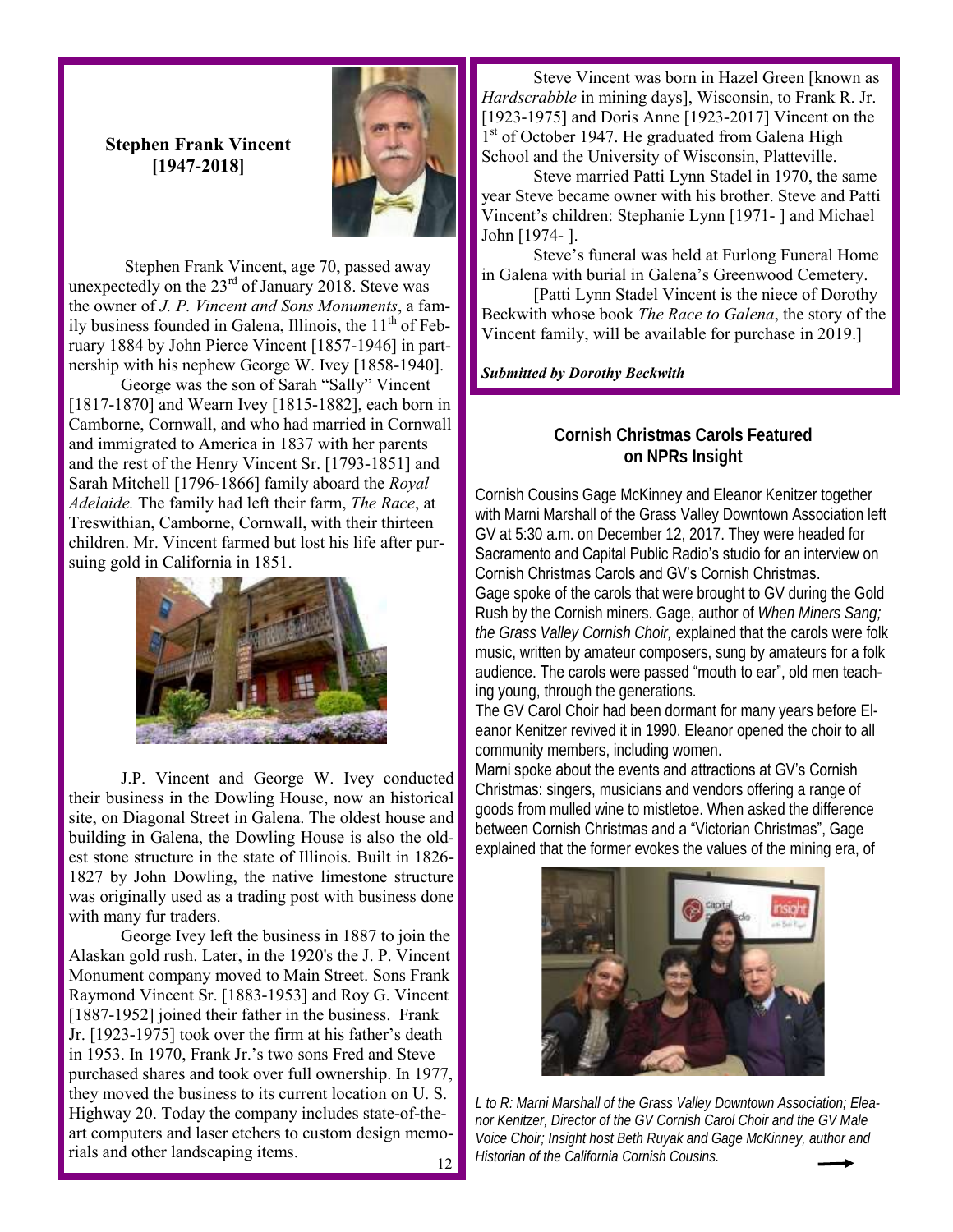## Stephen Frank Vincent [1947-2018]

Stephen Frank Vincent, age 70, passed away unexpectedly on the 23rd of January 2018. Steve was the owner of *J. P. Vincent and Sons Monuments*, a family business founded in Galena, Illinois, the 11th of February 1884 by John Pierce Vincent [1857-1946] in partnership with his nephew George W. Ivey [1858-1940].

George was the son of Sarah "Sally" Vincent [1817-1870] and Wearn Ivey [1815-1882], each born in Camborne, Cornwall, and who had married in Cornwall and immigrated to America in 1837 with her parents and the rest of the Henry Vincent Sr. [1793-1851] and Sarah Mitchell [1796-1866] family aboard the *Royal Adelaide.* The family had left their farm, *The Race*, at Treswithian, Camborne, Cornwall, with their thirteen children. Mr. Vincent farmed but lost his life after pursuing gold in California in 1851.

J.P. Vincent and George W. Ivey conducted their business in the Dowling House, now an historical site, on Diagonal Street in Galena. The oldest house and building in Galena, the Dowling House is also the oldest stone structure in the state of Illinois. Built in 1826-1827 by John Dowling, the native limestone structure was originally used as a trading post with business done with many fur traders.

George Ivey left the business in 1887 to join the Alaskan gold rush. Later, in the 1920's the J. P. Vincent Monument company moved to Main Street. Sons Frank Raymond Vincent Sr. [1883-1953] and Roy G. Vincent [1887-1952] joined their father in the business. Frank Jr. [1923-1975] took over the firm at his father's death in 1953. In 1970, Frank Jr.'s two sons Fred and Steve purchased shares and took over full ownership. In 1977, they moved the business to its current location on U. S. Highway 20. Today the company includes state-of-the-art computers and laser etchers to custom design memorials and other landscaping items.

Steve Vincent was born in Hazel Green [known as *Hardscrabble* in mining days], Wisconsin, to Frank R. Jr. [1923-1975] and Doris Anne [1923-2017] Vincent on the 1st of October 1947. He graduated from Galena High School and the University of Wisconsin, Platteville.

Steve married Patti Lynn Stadel in 1970, the same year Steve became owner with his brother. Steve and Patti Vincent's children: Stephanie Lynn [1971- ] and Michael John [1974- ].

Steve's funeral was held at Furlong Funeral Home in Galena with burial in Galena's Greenwood Cemetery.

[Patti Lynn Stadel Vincent is the niece of Dorothy Beckwith whose book *The Race to Galena*, the story of the Vincent family, will be available for purchase in 2019.]

***Submitted by Dorothy Beckwith***

## Cornish Christmas Carols Featured on NPRs Insight

Cornish Cousins Gage McKinney and Eleanor Kenitzer together with Marni Marshall of the Grass Valley Downtown Association left GV at 5:30 a.m. on December 12, 2017. They were headed for Sacramento and Capital Public Radio's studio for an interview on Cornish Christmas Carols and GV's Cornish Christmas.

Gage spoke of the carols that were brought to GV during the Gold Rush by the Cornish miners. Gage, author of *When Miners Sang; the Grass Valley Cornish Choir,* explained that the carols were folk music, written by amateur composers, sung by amateurs for a folk audience. The carols were passed "mouth to ear", old men teaching young, through the generations.

The GV Carol Choir had been dormant for many years before Eleanor Kenitzer revived it in 1990. Eleanor opened the choir to all community members, including women.

Marni spoke about the events and attractions at GV's Cornish Christmas: singers, musicians and vendors offering a range of goods from mulled wine to mistletoe. When asked the difference between Cornish Christmas and a "Victorian Christmas", Gage explained that the former evokes the values of the mining era, of

*L to R: Marni Marshall of the Grass Valley Downtown Association; Eleanor Kenitzer, Director of the GV Cornish Carol Choir and the GV Male Voice Choir; Insight host Beth Ruyak and Gage McKinney, author and Historian of the California Cornish Cousins.*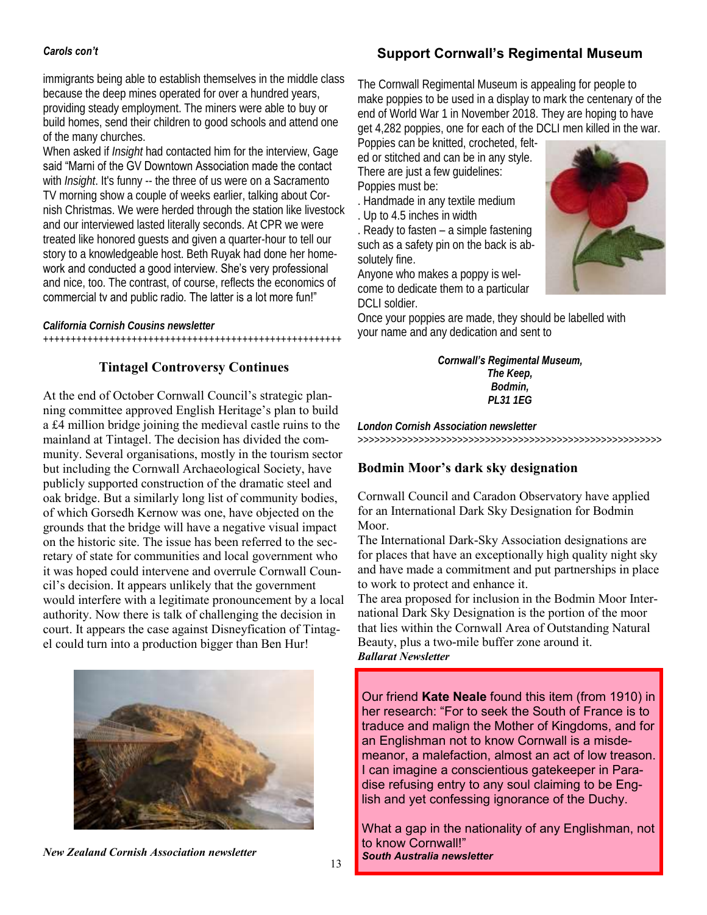*Carols con't*

immigrants being able to establish themselves in the middle class because the deep mines operated for over a hundred years, providing steady employment. The miners were able to buy or build homes, send their children to good schools and attend one of the many churches.

When asked if *Insight* had contacted him for the interview, Gage said "Marni of the GV Downtown Association made the contact with *Insight*. It's funny -- the three of us were on a Sacramento TV morning show a couple of weeks earlier, talking about Cornish Christmas. We were herded through the station like livestock and our interviewed lasted literally seconds. At CPR we were treated like honored guests and given a quarter-hour to tell our story to a knowledgeable host. Beth Ruyak had done her homework and conducted a good interview. She's very professional and nice, too. The contrast, of course, reflects the economics of commercial tv and public radio. The latter is a lot more fun!"

***California Cornish Cousins newsletter***

++++++++++++++++++++++++++++++++++++++++++++++++++++++++

## Tintagel Controversy Continues

At the end of October Cornwall Council's strategic planning committee approved English Heritage's plan to build a £4 million bridge joining the medieval castle ruins to the mainland at Tintagel. The decision has divided the community. Several organisations, mostly in the tourism sector but including the Cornwall Archaeological Society, have publicly supported construction of the dramatic steel and oak bridge. But a similarly long list of community bodies, of which Gorsedh Kernow was one, have objected on the grounds that the bridge will have a negative visual impact on the historic site. The issue has been referred to the secretary of state for communities and local government who it was hoped could intervene and overrule Cornwall Council's decision. It appears unlikely that the government would interfere with a legitimate pronouncement by a local authority. Now there is talk of challenging the decision in court. It appears the case against Disneyfication of Tintagel could turn into a production bigger than Ben Hur!

***New Zealand Cornish Association newsletter***

## Support Cornwall's Regimental Museum

The Cornwall Regimental Museum is appealing for people to make poppies to be used in a display to mark the centenary of the end of World War 1 in November 2018. They are hoping to have get 4,282 poppies, one for each of the DCLI men killed in the war.

Poppies can be knitted, crocheted, felted or stitched and can be in any style. There are just a few guidelines:

Poppies must be:

- Handmade in any textile medium
- Up to 4.5 inches in width
- Ready to fasten – a simple fastening such as a safety pin on the back is absolutely fine.

Anyone who makes a poppy is welcome to dedicate them to a particular DCLI soldier.

Once your poppies are made, they should be labelled with your name and any dedication and sent to

*Cornwall's Regimental Museum,*
*The Keep,*
*Bodmin,*
*PL31 1EG*

***London Cornish Association newsletter***

>>>>>>>>>>>>>>>>>>>>>>>>>>>>>>>>>>>>>>>>>>>>>>>>>>>>>>>>

## Bodmin Moor's dark sky designation

Cornwall Council and Caradon Observatory have applied for an International Dark Sky Designation for Bodmin Moor.

The International Dark-Sky Association designations are for places that have an exceptionally high quality night sky and have made a commitment and put partnerships in place to work to protect and enhance it.

The area proposed for inclusion in the Bodmin Moor International Dark Sky Designation is the portion of the moor that lies within the Cornwall Area of Outstanding Natural Beauty, plus a two-mile buffer zone around it.

***Ballarat Newsletter***

Our friend **Kate Neale** found this item (from 1910) in her research: "For to seek the South of France is to traduce and malign the Mother of Kingdoms, and for an Englishman not to know Cornwall is a misdemeanor, a malefaction, almost an act of low treason. I can imagine a conscientious gatekeeper in Paradise refusing entry to any soul claiming to be English and yet confessing ignorance of the Duchy.

What a gap in the nationality of any Englishman, not to know Cornwall!"

***South Australia newsletter***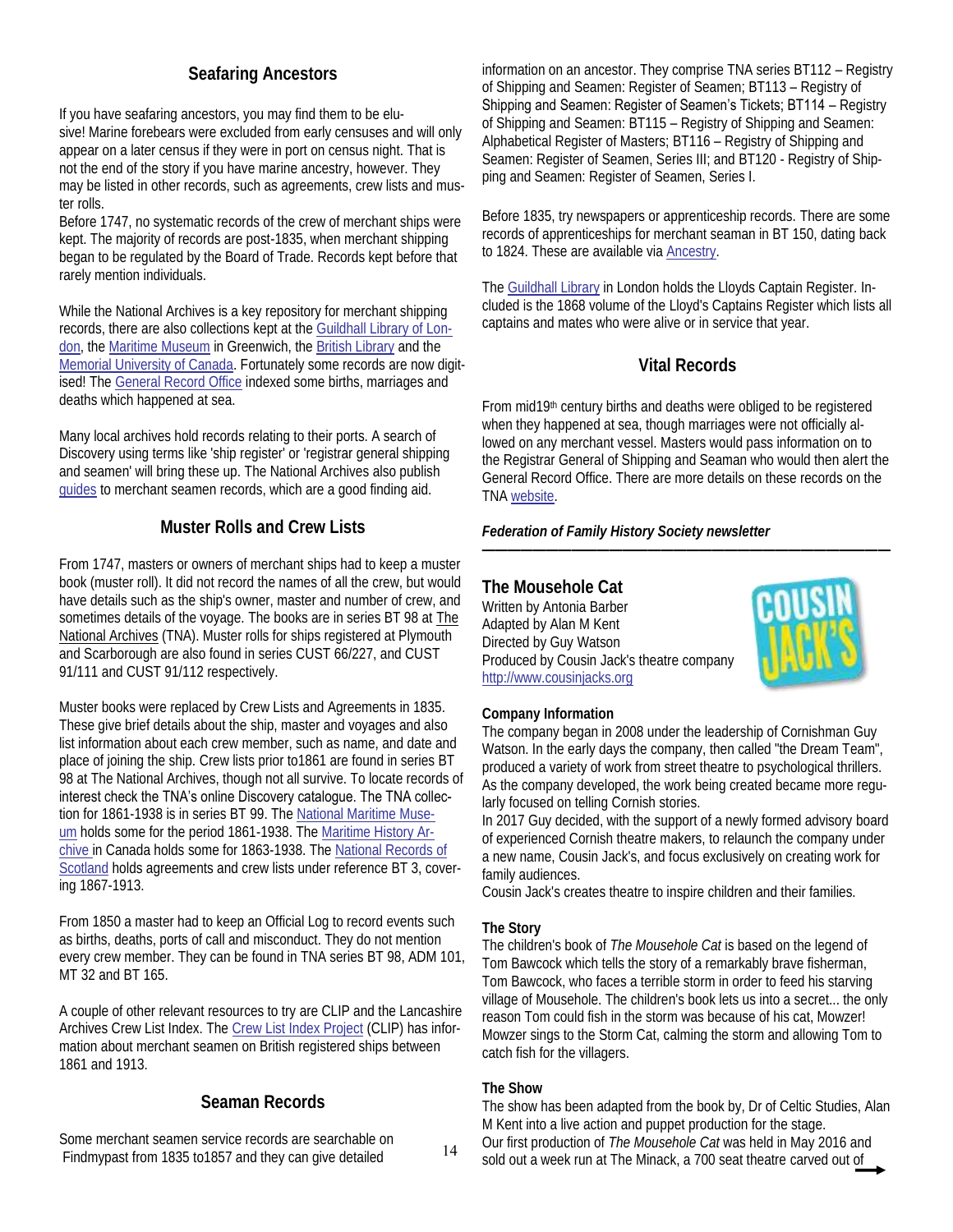## Seafaring Ancestors

If you have seafaring ancestors, you may find them to be elusive! Marine forebears were excluded from early censuses and will only appear on a later census if they were in port on census night. That is not the end of the story if you have marine ancestry, however. They may be listed in other records, such as agreements, crew lists and muster rolls.

Before 1747, no systematic records of the crew of merchant ships were kept. The majority of records are post-1835, when merchant shipping began to be regulated by the Board of Trade. Records kept before that rarely mention individuals.

While the National Archives is a key repository for merchant shipping records, there are also collections kept at the Guildhall Library of London, the Maritime Museum in Greenwich, the British Library and the Memorial University of Canada. Fortunately some records are now digitised! The General Record Office indexed some births, marriages and deaths which happened at sea.

Many local archives hold records relating to their ports. A search of Discovery using terms like 'ship register' or 'registrar general shipping and seamen' will bring these up. The National Archives also publish guides to merchant seamen records, which are a good finding aid.

## Muster Rolls and Crew Lists

From 1747, masters or owners of merchant ships had to keep a muster book (muster roll). It did not record the names of all the crew, but would have details such as the ship's owner, master and number of crew, and sometimes details of the voyage. The books are in series BT 98 at The National Archives (TNA). Muster rolls for ships registered at Plymouth and Scarborough are also found in series CUST 66/227, and CUST 91/111 and CUST 91/112 respectively.

Muster books were replaced by Crew Lists and Agreements in 1835. These give brief details about the ship, master and voyages and also list information about each crew member, such as name, and date and place of joining the ship. Crew lists prior to1861 are found in series BT 98 at The National Archives, though not all survive. To locate records of interest check the TNA's online Discovery catalogue. The TNA collection for 1861-1938 is in series BT 99. The National Maritime Museum holds some for the period 1861-1938. The Maritime History Archive in Canada holds some for 1863-1938. The National Records of Scotland holds agreements and crew lists under reference BT 3, covering 1867-1913.

From 1850 a master had to keep an Official Log to record events such as births, deaths, ports of call and misconduct. They do not mention every crew member. They can be found in TNA series BT 98, ADM 101, MT 32 and BT 165.

A couple of other relevant resources to try are CLIP and the Lancashire Archives Crew List Index. The Crew List Index Project (CLIP) has information about merchant seamen on British registered ships between 1861 and 1913.

## Seaman Records

Some merchant seamen service records are searchable on Findmypast from 1835 to1857 and they can give detailed information on an ancestor. They comprise TNA series BT112 – Registry of Shipping and Seamen: Register of Seamen; BT113 – Registry of Shipping and Seamen: Register of Seamen's Tickets; BT114 – Registry of Shipping and Seamen: BT115 – Registry of Shipping and Seamen: Alphabetical Register of Masters; BT116 – Registry of Shipping and Seamen: Register of Seamen, Series III; and BT120 - Registry of Shipping and Seamen: Register of Seamen, Series I.

Before 1835, try newspapers or apprenticeship records. There are some records of apprenticeships for merchant seaman in BT 150, dating back to 1824. These are available via Ancestry.

The Guildhall Library in London holds the Lloyds Captain Register. Included is the 1868 volume of the Lloyd's Captains Register which lists all captains and mates who were alive or in service that year.

## Vital Records

From mid19th century births and deaths were obliged to be registered when they happened at sea, though marriages were not officially allowed on any merchant vessel. Masters would pass information on to the Registrar General of Shipping and Seaman who would then alert the General Record Office. There are more details on these records on the TNA website.

***Federation of Family History Society newsletter***

---

## The Mousehole Cat

Written by Antonia Barber
Adapted by Alan M Kent
Directed by Guy Watson
Produced by Cousin Jack's theatre company
http://www.cousinjacks.org

**Company Information**

The company began in 2008 under the leadership of Cornishman Guy Watson. In the early days the company, then called "the Dream Team", produced a variety of work from street theatre to psychological thrillers. As the company developed, the work being created became more regularly focused on telling Cornish stories.

In 2017 Guy decided, with the support of a newly formed advisory board of experienced Cornish theatre makers, to relaunch the company under a new name, Cousin Jack's, and focus exclusively on creating work for family audiences.

Cousin Jack's creates theatre to inspire children and their families.

**The Story**

The children's book of *The Mousehole Cat* is based on the legend of Tom Bawcock which tells the story of a remarkably brave fisherman, Tom Bawcock, who faces a terrible storm in order to feed his starving village of Mousehole. The children's book lets us into a secret... the only reason Tom could fish in the storm was because of his cat, Mowzer! Mowzer sings to the Storm Cat, calming the storm and allowing Tom to catch fish for the villagers.

**The Show**

The show has been adapted from the book by, Dr of Celtic Studies, Alan M Kent into a live action and puppet production for the stage.

Our first production of *The Mousehole Cat* was held in May 2016 and sold out a week run at The Minack, a 700 seat theatre carved out of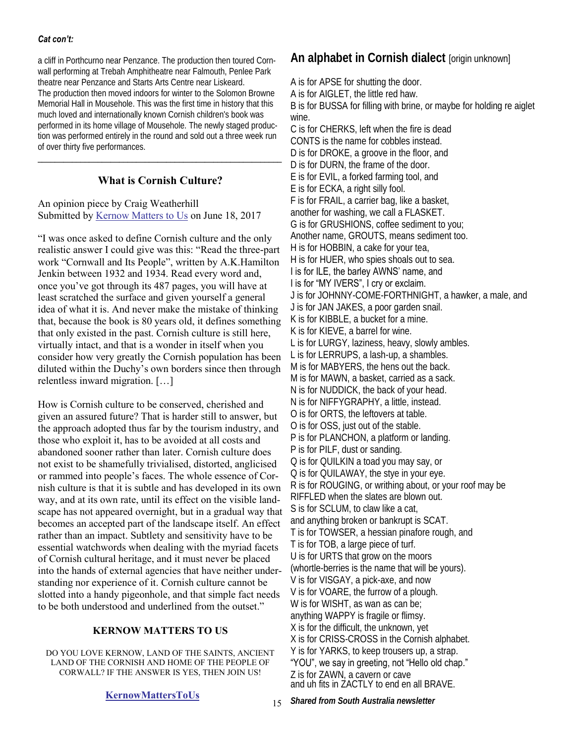*Cat con't:*

a cliff in Porthcurno near Penzance. The production then toured Cornwall performing at Trebah Amphitheatre near Falmouth, Penlee Park theatre near Penzance and Starts Arts Centre near Liskeard.
The production then moved indoors for winter to the Solomon Browne Memorial Hall in Mousehole. This was the first time in history that this much loved and internationally known Cornish children's book was performed in its home village of Mousehole. The newly staged production was performed entirely in the round and sold out a three week run of over thirty five performances.

---

### What is Cornish Culture?

An opinion piece by Craig Weatherhill
Submitted by Kernow Matters to Us on June 18, 2017

"I was once asked to define Cornish culture and the only realistic answer I could give was this: "Read the three-part work "Cornwall and Its People", written by A.K.Hamilton Jenkin between 1932 and 1934. Read every word and, once you've got through its 487 pages, you will have at least scratched the surface and given yourself a general idea of what it is. And never make the mistake of thinking that, because the book is 80 years old, it defines something that only existed in the past. Cornish culture is still here, virtually intact, and that is a wonder in itself when you consider how very greatly the Cornish population has been diluted within the Duchy's own borders since then through relentless inward migration. […]

How is Cornish culture to be conserved, cherished and given an assured future? That is harder still to answer, but the approach adopted thus far by the tourism industry, and those who exploit it, has to be avoided at all costs and abandoned sooner rather than later. Cornish culture does not exist to be shamefully trivialised, distorted, anglicised or rammed into people's faces. The whole essence of Cornish culture is that it is subtle and has developed in its own way, and at its own rate, until its effect on the visible landscape has not appeared overnight, but in a gradual way that becomes an accepted part of the landscape itself. An effect rather than an impact. Subtlety and sensitivity have to be essential watchwords when dealing with the myriad facets of Cornish cultural heritage, and it must never be placed into the hands of external agencies that have neither understanding nor experience of it. Cornish culture cannot be slotted into a handy pigeonhole, and that simple fact needs to be both understood and underlined from the outset."

### KERNOW MATTERS TO US

DO YOU LOVE KERNOW, LAND OF THE SAINTS, ANCIENT LAND OF THE CORNISH AND HOME OF THE PEOPLE OF CORWALL? IF THE ANSWER IS YES, THEN JOIN US!

**KernowMattersToUs**

## An alphabet in Cornish dialect [origin unknown]

A is for APSE for shutting the door.
A is for AIGLET, the little red haw.
B is for BUSSA for filling with brine, or maybe for holding re aiglet wine.
C is for CHERKS, left when the fire is dead
CONTS is the name for cobbles instead.
D is for DROKE, a groove in the floor, and
D is for DURN, the frame of the door.
E is for EVIL, a forked farming tool, and
E is for ECKA, a right silly fool.
F is for FRAIL, a carrier bag, like a basket,
another for washing, we call a FLASKET.
G is for GRUSHIONS, coffee sediment to you;
Another name, GROUTS, means sediment too.
H is for HOBBIN, a cake for your tea,
H is for HUER, who spies shoals out to sea.
I is for ILE, the barley AWNS' name, and
I is for "MY IVERS", I cry or exclaim.
J is for JOHNNY-COME-FORTHNIGHT, a hawker, a male, and
J is for JAN JAKES, a poor garden snail.
K is for KIBBLE, a bucket for a mine.
K is for KIEVE, a barrel for wine.
L is for LURGY, laziness, heavy, slowly ambles.
L is for LERRUPS, a lash-up, a shambles.
M is for MABYERS, the hens out the back.
M is for MAWN, a basket, carried as a sack.
N is for NUDDICK, the back of your head.
N is for NIFFYGRAPHY, a little, instead.
O is for ORTS, the leftovers at table.
O is for OSS, just out of the stable.
P is for PLANCHON, a platform or landing.
P is for PILF, dust or sanding.
Q is for QUILKIN a toad you may say, or
Q is for QUILAWAY, the stye in your eye.
R is for ROUGING, or writhing about, or your roof may be
RIFFLED when the slates are blown out.
S is for SCLUM, to claw like a cat,
and anything broken or bankrupt is SCAT.
T is for TOWSER, a hessian pinafore rough, and
T is for TOB, a large piece of turf.
U is for URTS that grow on the moors
(whortle-berries is the name that will be yours).
V is for VISGAY, a pick-axe, and now
V is for VOARE, the furrow of a plough.
W is for WISHT, as wan as can be;
anything WAPPY is fragile or flimsy.
X is for the difficult, the unknown, yet
X is for CRISS-CROSS in the Cornish alphabet.
Y is for YARKS, to keep trousers up, a strap.
"YOU", we say in greeting, not "Hello old chap."
Z is for ZAWN, a cavern or cave
and uh fits in ZACTLY to end en all BRAVE.

***Shared from South Australia newsletter***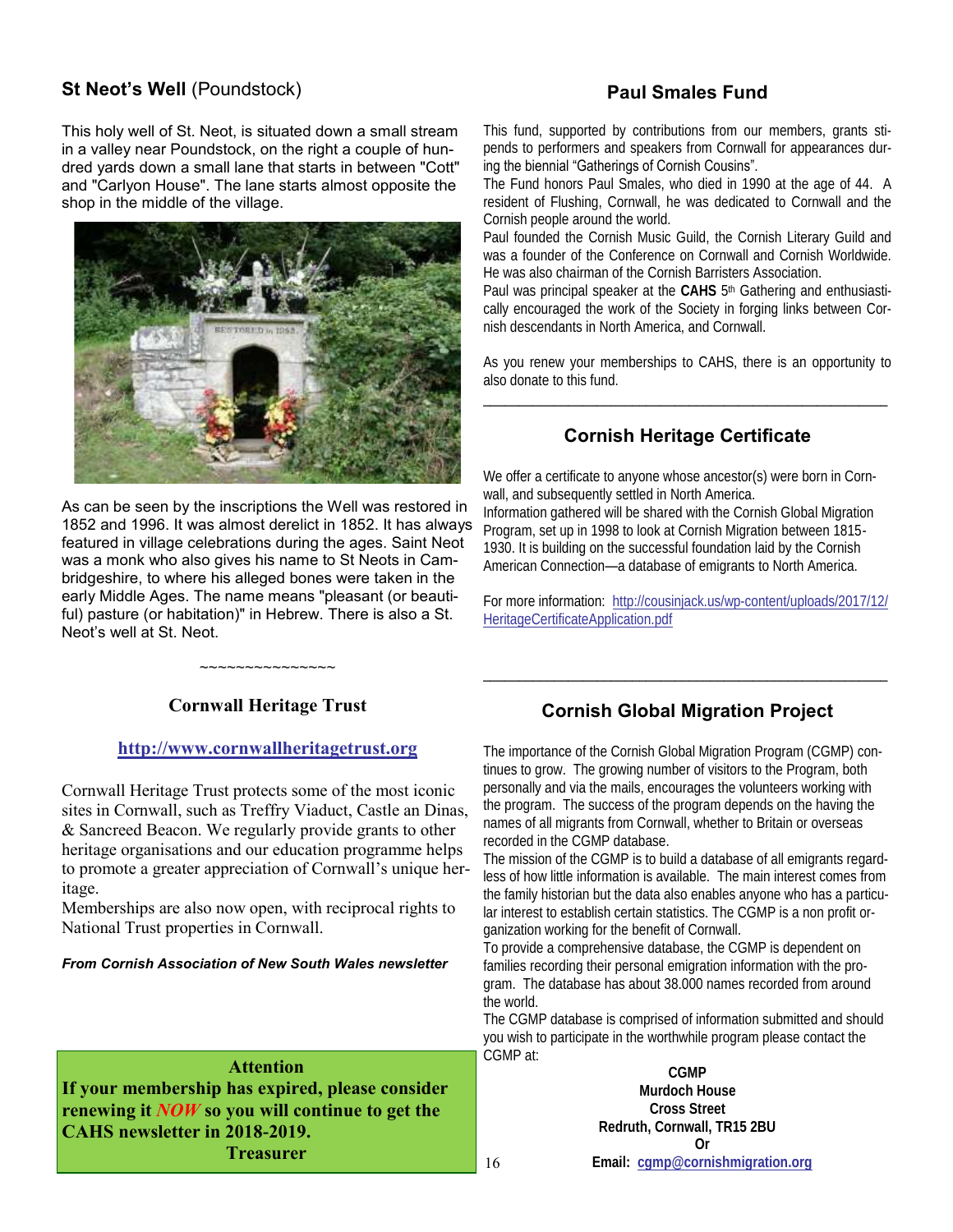## St Neot's Well (Poundstock)

This holy well of St. Neot, is situated down a small stream in a valley near Poundstock, on the right a couple of hundred yards down a small lane that starts in between "Cott" and "Carlyon House". The lane starts almost opposite the shop in the middle of the village.

As can be seen by the inscriptions the Well was restored in 1852 and 1996. It was almost derelict in 1852. It has always featured in village celebrations during the ages. Saint Neot was a monk who also gives his name to St Neots in Cambridgeshire, to where his alleged bones were taken in the early Middle Ages. The name means "pleasant (or beautiful) pasture (or habitation)" in Hebrew. There is also a St. Neot's well at St. Neot.

~~~~~~~~~~~~~~~

## Cornwall Heritage Trust

http://www.cornwallheritagetrust.org

Cornwall Heritage Trust protects some of the most iconic sites in Cornwall, such as Treffry Viaduct, Castle an Dinas, & Sancreed Beacon. We regularly provide grants to other heritage organisations and our education programme helps to promote a greater appreciation of Cornwall's unique heritage.

Memberships are also now open, with reciprocal rights to National Trust properties in Cornwall.

***From Cornish Association of New South Wales newsletter***

**Attention**

**If your membership has expired, please consider renewing it *NOW* so you will continue to get the CAHS newsletter in 2018-2019.**

**Treasurer**

## Paul Smales Fund

This fund, supported by contributions from our members, grants stipends to performers and speakers from Cornwall for appearances during the biennial "Gatherings of Cornish Cousins".

The Fund honors Paul Smales, who died in 1990 at the age of 44. A resident of Flushing, Cornwall, he was dedicated to Cornwall and the Cornish people around the world.

Paul founded the Cornish Music Guild, the Cornish Literary Guild and was a founder of the Conference on Cornwall and Cornish Worldwide. He was also chairman of the Cornish Barristers Association.

Paul was principal speaker at the **CAHS** 5th Gathering and enthusiastically encouraged the work of the Society in forging links between Cornish descendants in North America, and Cornwall.

As you renew your memberships to CAHS, there is an opportunity to also donate to this fund.

---

## Cornish Heritage Certificate

We offer a certificate to anyone whose ancestor(s) were born in Cornwall, and subsequently settled in North America.

Information gathered will be shared with the Cornish Global Migration Program, set up in 1998 to look at Cornish Migration between 1815-1930. It is building on the successful foundation laid by the Cornish American Connection—a database of emigrants to North America.

For more information: http://cousinjack.us/wp-content/uploads/2017/12/HeritageCertificateApplication.pdf

---

## Cornish Global Migration Project

The importance of the Cornish Global Migration Program (CGMP) continues to grow. The growing number of visitors to the Program, both personally and via the mails, encourages the volunteers working with the program. The success of the program depends on the having the names of all migrants from Cornwall, whether to Britain or overseas recorded in the CGMP database.

The mission of the CGMP is to build a database of all emigrants regardless of how little information is available. The main interest comes from the family historian but the data also enables anyone who has a particular interest to establish certain statistics. The CGMP is a non profit organization working for the benefit of Cornwall.

To provide a comprehensive database, the CGMP is dependent on families recording their personal emigration information with the program. The database has about 38.000 names recorded from around the world.

The CGMP database is comprised of information submitted and should you wish to participate in the worthwhile program please contact the CGMP at:

**CGMP**
**Murdoch House**
**Cross Street**
**Redruth, Cornwall, TR15 2BU**
**Or**
**Email: cgmp@cornishmigration.org**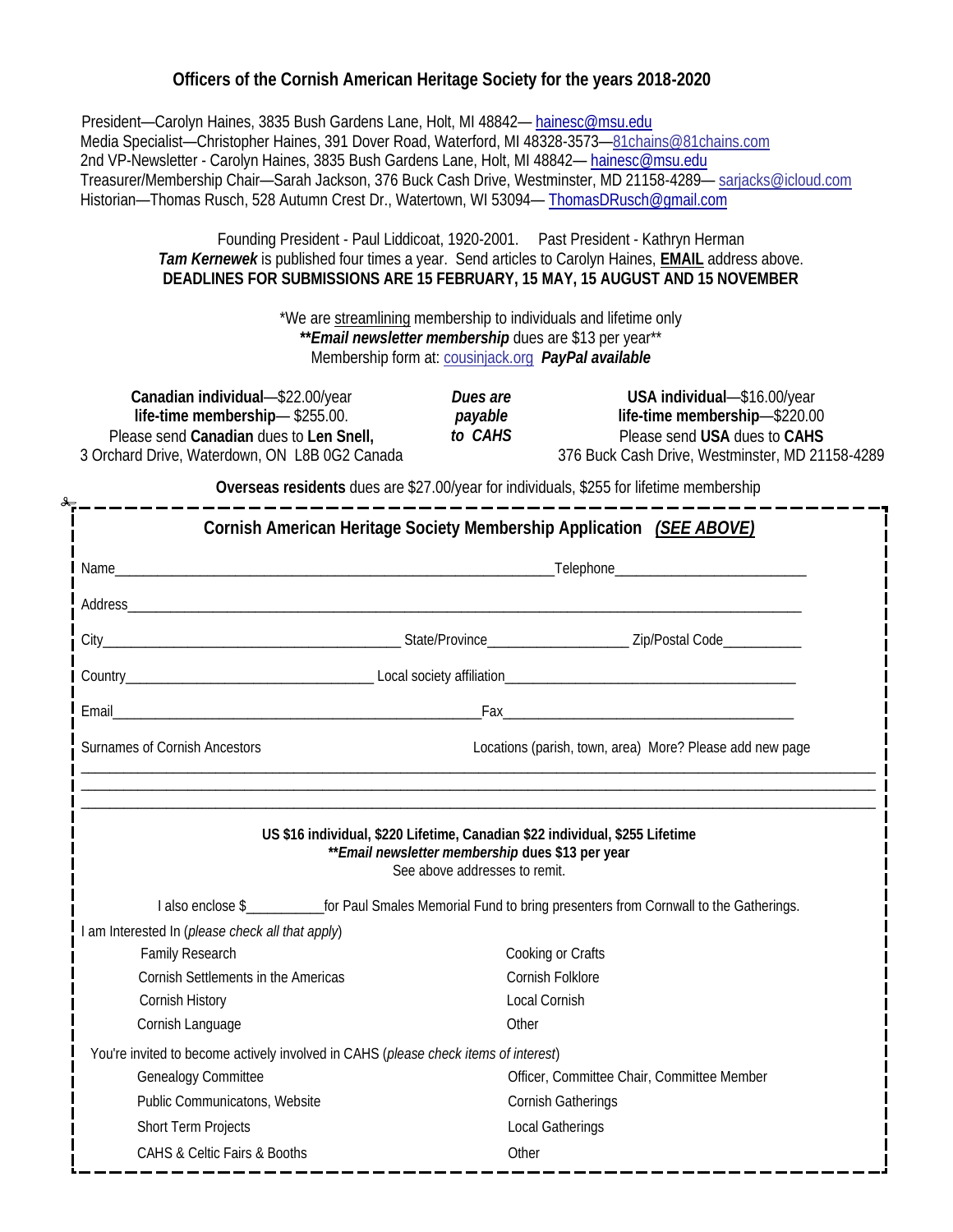## Officers of the Cornish American Heritage Society for the years 2018-2020

President—Carolyn Haines, 3835 Bush Gardens Lane, Holt, MI 48842— hainesc@msu.edu
Media Specialist—Christopher Haines, 391 Dover Road, Waterford, MI 48328-3573—81chains@81chains.com
2nd VP-Newsletter - Carolyn Haines, 3835 Bush Gardens Lane, Holt, MI 48842— hainesc@msu.edu
Treasurer/Membership Chair—Sarah Jackson, 376 Buck Cash Drive, Westminster, MD 21158-4289— sarjacks@icloud.com
Historian—Thomas Rusch, 528 Autumn Crest Dr., Watertown, WI 53094— ThomasDRusch@gmail.com

Founding President - Paul Liddicoat, 1920-2001. Past President - Kathryn Herman
***Tam Kernewek*** is published four times a year. Send articles to Carolyn Haines, **EMAIL** address above.
**DEADLINES FOR SUBMISSIONS ARE 15 FEBRUARY, 15 MAY, 15 AUGUST AND 15 NOVEMBER**

*We are streamlining membership to individuals and lifetime only
***\*\*Email newsletter membership*** dues are $13 per year**
Membership form at: cousinjack.org ***PayPal available***

**Canadian individual**—$22.00/year
**life-time membership**— $255.00.
Please send **Canadian** dues to **Len Snell,**
3 Orchard Drive, Waterdown, ON L8B 0G2 Canada

***Dues are payable to CAHS***

**USA individual**—$16.00/year
**life-time membership**—$220.00
Please send **USA** dues to **CAHS**
376 Buck Cash Drive, Westminster, MD 21158-4289

**Overseas residents** dues are $27.00/year for individuals, $255 for lifetime membership

---

### Cornish American Heritage Society Membership Application *(SEE ABOVE)*

Name_______________________________________ Telephone_____________________

Address_____________________________________________________________

City_____________________________ State/Province_______________ Zip/Postal Code__________

Country_________________________ Local society affiliation_____________________________

Email_____________________________________ Fax___________________________

Surnames of Cornish Ancestors                    Locations (parish, town, area) More? Please add new page

______________________________________________________________________

______________________________________________________________________

______________________________________________________________________

**US $16 individual, $220 Lifetime, Canadian $22 individual, $255 Lifetime**
***\*\*Email newsletter membership* dues $13 per year**
See above addresses to remit.

I also enclose $__________for Paul Smales Memorial Fund to bring presenters from Cornwall to the Gatherings.

I am Interested In (*please check all that apply*)

- Family Research
- Cornish Settlements in the Americas
- Cornish History
- Cornish Language
- Cooking or Crafts
- Cornish Folklore
- Local Cornish
- Other

You're invited to become actively involved in CAHS (*please check items of interest*)

- Genealogy Committee
- Public Communicatons, Website
- Short Term Projects
- CAHS & Celtic Fairs & Booths
- Officer, Committee Chair, Committee Member
- Cornish Gatherings
- Local Gatherings
- Other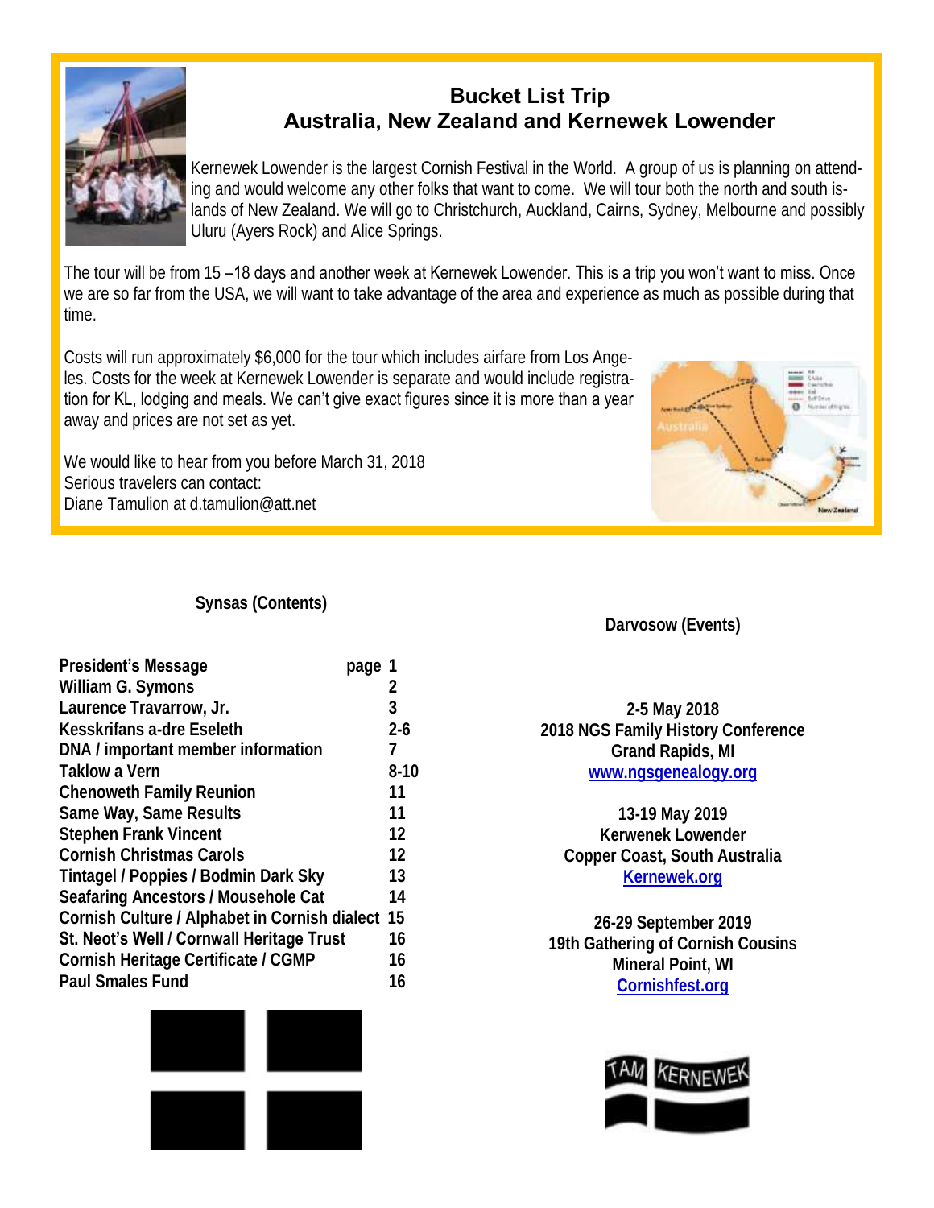## Bucket List Trip
## Australia, New Zealand and Kernewek Lowender

Kernewek Lowender is the largest Cornish Festival in the World. A group of us is planning on attending and would welcome any other folks that want to come. We will tour both the north and south islands of New Zealand. We will go to Christchurch, Auckland, Cairns, Sydney, Melbourne and possibly Uluru (Ayers Rock) and Alice Springs.

The tour will be from 15 –18 days and another week at Kernewek Lowender. This is a trip you won't want to miss. Once we are so far from the USA, we will want to take advantage of the area and experience as much as possible during that time.

Costs will run approximately $6,000 for the tour which includes airfare from Los Angeles. Costs for the week at Kernewek Lowender is separate and would include registration for KL, lodging and meals. We can't give exact figures since it is more than a year away and prices are not set as yet.

We would like to hear from you before March 31, 2018
Serious travelers can contact:
Diane Tamulion at d.tamulion@att.net

### Synsas (Contents)

| | | |
|---|---|---|
| **President's Message** | **page** | **1** |
| **William G. Symons** | | **2** |
| **Laurence Travarrow, Jr.** | | **3** |
| **Kesskrifans a-dre Eseleth** | | **2-6** |
| **DNA / important member information** | | **7** |
| **Taklow a Vern** | | **8-10** |
| **Chenoweth Family Reunion** | | **11** |
| **Same Way, Same Results** | | **11** |
| **Stephen Frank Vincent** | | **12** |
| **Cornish Christmas Carols** | | **12** |
| **Tintagel / Poppies / Bodmin Dark Sky** | | **13** |
| **Seafaring Ancestors / Mousehole Cat** | | **14** |
| **Cornish Culture / Alphabet in Cornish dialect** | | **15** |
| **St. Neot's Well / Cornwall Heritage Trust** | | **16** |
| **Cornish Heritage Certificate / CGMP** | | **16** |
| **Paul Smales Fund** | | **16** |

### Darvosow (Events)

**2-5 May 2018**
**2018 NGS Family History Conference**
**Grand Rapids, MI**
**www.ngsgenealogy.org**

**13-19 May 2019**
**Kerwenek Lowender**
**Copper Coast, South Australia**
**Kernewek.org**

**26-29 September 2019**
**19th Gathering of Cornish Cousins**
**Mineral Point, WI**
**Cornishfest.org**

TAM KERNEWEK